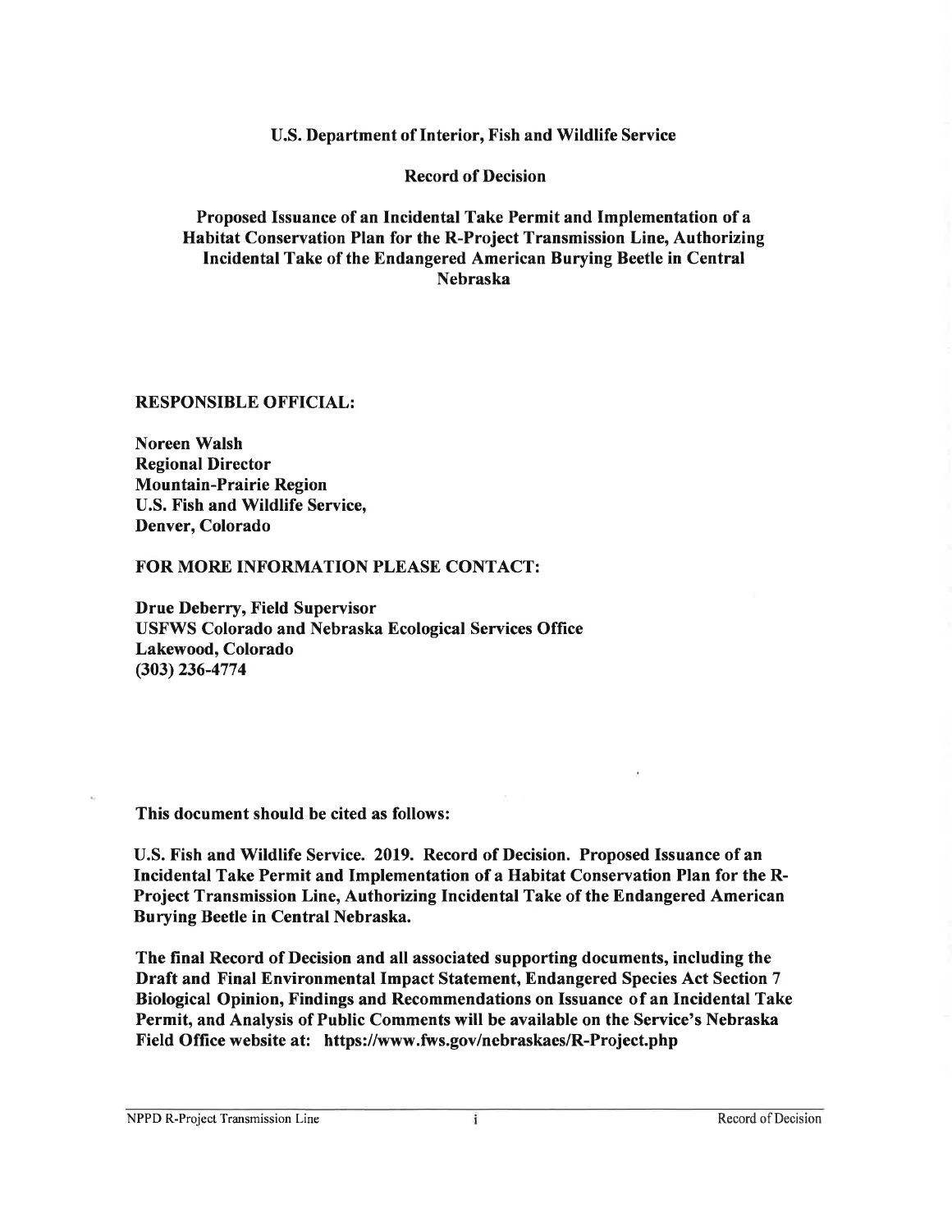# U.S. Department of Interior, Fish and Wildlife Service

## Record of Decision

## Proposed Issuance of an Incidental Take Permit and Implementation of a Habitat Conservation Plan for the R-Project Transmission Line, Authorizing Incidental Take of the Endangered American Burying Beetle in Central Nebraska

**RESPONSIBLE OFFICIAL:**

**Noreen Walsh**
**Regional Director**
**Mountain-Prairie Region**
**U.S. Fish and Wildlife Service,**
**Denver, Colorado**

**FOR MORE INFORMATION PLEASE CONTACT:**

**Drue Deberry, Field Supervisor**
**USFWS Colorado and Nebraska Ecological Services Office**
**Lakewood, Colorado**
**(303) 236-4774**

**This document should be cited as follows:**

**U.S. Fish and Wildlife Service. 2019. Record of Decision. Proposed Issuance of an Incidental Take Permit and Implementation of a Habitat Conservation Plan for the R-Project Transmission Line, Authorizing Incidental Take of the Endangered American Burying Beetle in Central Nebraska.**

**The final Record of Decision and all associated supporting documents, including the Draft and Final Environmental Impact Statement, Endangered Species Act Section 7 Biological Opinion, Findings and Recommendations on Issuance of an Incidental Take Permit, and Analysis of Public Comments will be available on the Service's Nebraska Field Office website at: https://www.fws.gov/nebraskaes/R-Project.php**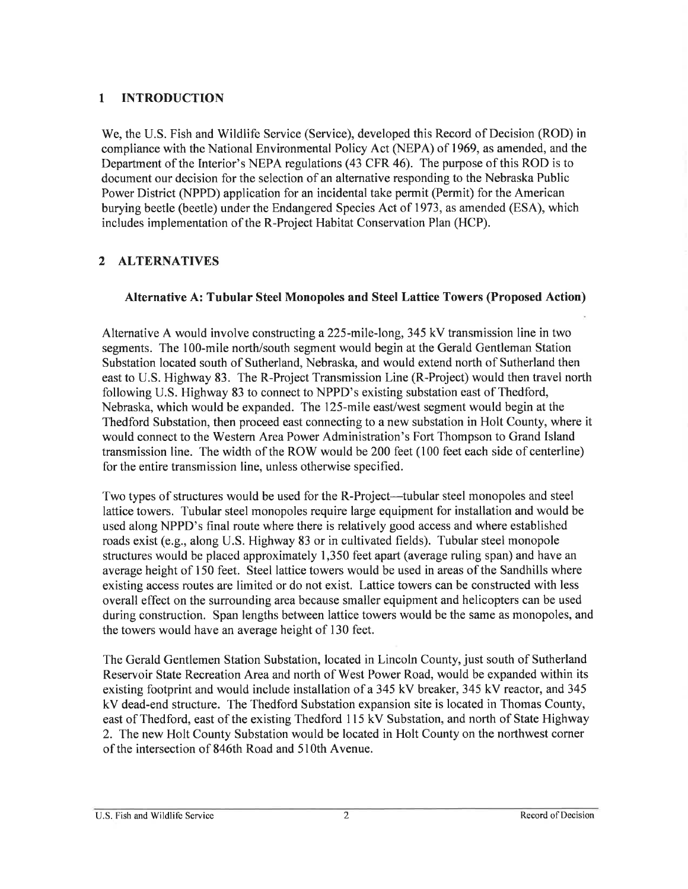## 1 INTRODUCTION

We, the U.S. Fish and Wildlife Service (Service), developed this Record of Decision (ROD) in compliance with the National Environmental Policy Act (NEPA) of 1969, as amended, and the Department of the Interior's NEPA regulations (43 CFR 46). The purpose of this ROD is to document our decision for the selection of an alternative responding to the Nebraska Public Power District (NPPD) application for an incidental take permit (Permit) for the American burying beetle (beetle) under the Endangered Species Act of 1973, as amended (ESA), which includes implementation of the R-Project Habitat Conservation Plan (HCP).

## 2 ALTERNATIVES

### Alternative A: Tubular Steel Monopoles and Steel Lattice Towers (Proposed Action)

Alternative A would involve constructing a 225-mile-long, 345 kV transmission line in two segments. The 100-mile north/south segment would begin at the Gerald Gentleman Station Substation located south of Sutherland, Nebraska, and would extend north of Sutherland then east to U.S. Highway 83. The R-Project Transmission Line (R-Project) would then travel north following U.S. Highway 83 to connect to NPPD's existing substation east of Thedford, Nebraska, which would be expanded. The 125-mile east/west segment would begin at the Thedford Substation, then proceed east connecting to a new substation in Holt County, where it would connect to the Western Area Power Administration's Fort Thompson to Grand Island transmission line. The width of the ROW would be 200 feet (100 feet each side of centerline) for the entire transmission line, unless otherwise specified.

Two types of structures would be used for the R-Project—tubular steel monopoles and steel lattice towers. Tubular steel monopoles require large equipment for installation and would be used along NPPD's final route where there is relatively good access and where established roads exist (e.g., along U.S. Highway 83 or in cultivated fields). Tubular steel monopole structures would be placed approximately 1,350 feet apart (average ruling span) and have an average height of 150 feet. Steel lattice towers would be used in areas of the Sandhills where existing access routes are limited or do not exist. Lattice towers can be constructed with less overall effect on the surrounding area because smaller equipment and helicopters can be used during construction. Span lengths between lattice towers would be the same as monopoles, and the towers would have an average height of 130 feet.

The Gerald Gentlemen Station Substation, located in Lincoln County, just south of Sutherland Reservoir State Recreation Area and north of West Power Road, would be expanded within its existing footprint and would include installation of a 345 kV breaker, 345 kV reactor, and 345 kV dead-end structure. The Thedford Substation expansion site is located in Thomas County, east of Thedford, east of the existing Thedford 115 kV Substation, and north of State Highway 2. The new Holt County Substation would be located in Holt County on the northwest corner of the intersection of 846th Road and 510th Avenue.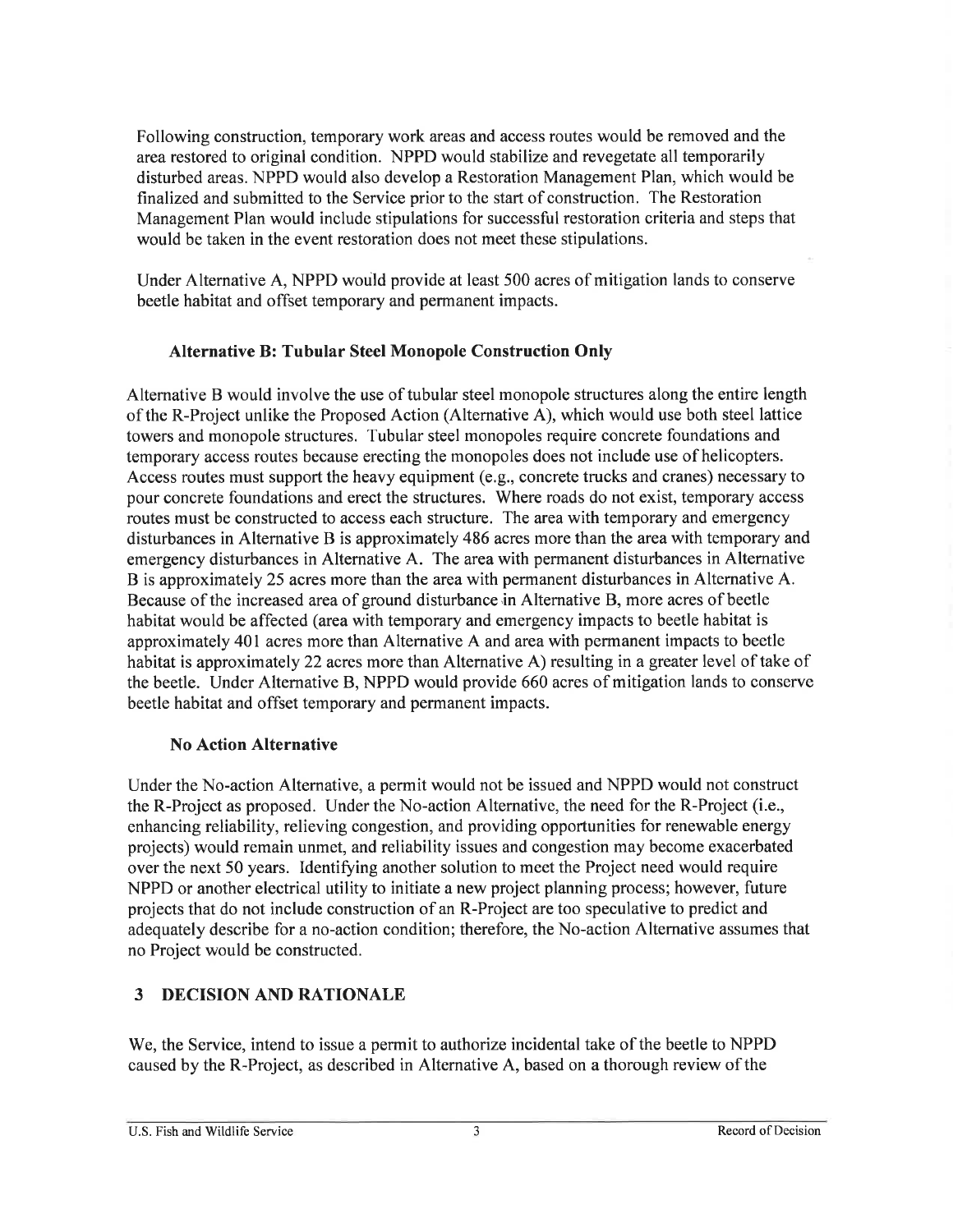Following construction, temporary work areas and access routes would be removed and the area restored to original condition. NPPD would stabilize and revegetate all temporarily disturbed areas. NPPD would also develop a Restoration Management Plan, which would be finalized and submitted to the Service prior to the start of construction. The Restoration Management Plan would include stipulations for successful restoration criteria and steps that would be taken in the event restoration does not meet these stipulations.

Under Alternative A, NPPD would provide at least 500 acres of mitigation lands to conserve beetle habitat and offset temporary and permanent impacts.

### Alternative B: Tubular Steel Monopole Construction Only

Alternative B would involve the use of tubular steel monopole structures along the entire length of the R-Project unlike the Proposed Action (Alternative A), which would use both steel lattice towers and monopole structures. Tubular steel monopoles require concrete foundations and temporary access routes because erecting the monopoles does not include use of helicopters. Access routes must support the heavy equipment (e.g., concrete trucks and cranes) necessary to pour concrete foundations and erect the structures. Where roads do not exist, temporary access routes must be constructed to access each structure. The area with temporary and emergency disturbances in Alternative B is approximately 486 acres more than the area with temporary and emergency disturbances in Alternative A. The area with permanent disturbances in Alternative B is approximately 25 acres more than the area with permanent disturbances in Alternative A. Because of the increased area of ground disturbance in Alternative B, more acres of beetle habitat would be affected (area with temporary and emergency impacts to beetle habitat is approximately 401 acres more than Alternative A and area with permanent impacts to beetle habitat is approximately 22 acres more than Alternative A) resulting in a greater level of take of the beetle. Under Alternative B, NPPD would provide 660 acres of mitigation lands to conserve beetle habitat and offset temporary and permanent impacts.

### No Action Alternative

Under the No-action Alternative, a permit would not be issued and NPPD would not construct the R-Project as proposed. Under the No-action Alternative, the need for the R-Project (i.e., enhancing reliability, relieving congestion, and providing opportunities for renewable energy projects) would remain unmet, and reliability issues and congestion may become exacerbated over the next 50 years. Identifying another solution to meet the Project need would require NPPD or another electrical utility to initiate a new project planning process; however, future projects that do not include construction of an R-Project are too speculative to predict and adequately describe for a no-action condition; therefore, the No-action Alternative assumes that no Project would be constructed.

## 3 DECISION AND RATIONALE

We, the Service, intend to issue a permit to authorize incidental take of the beetle to NPPD caused by the R-Project, as described in Alternative A, based on a thorough review of the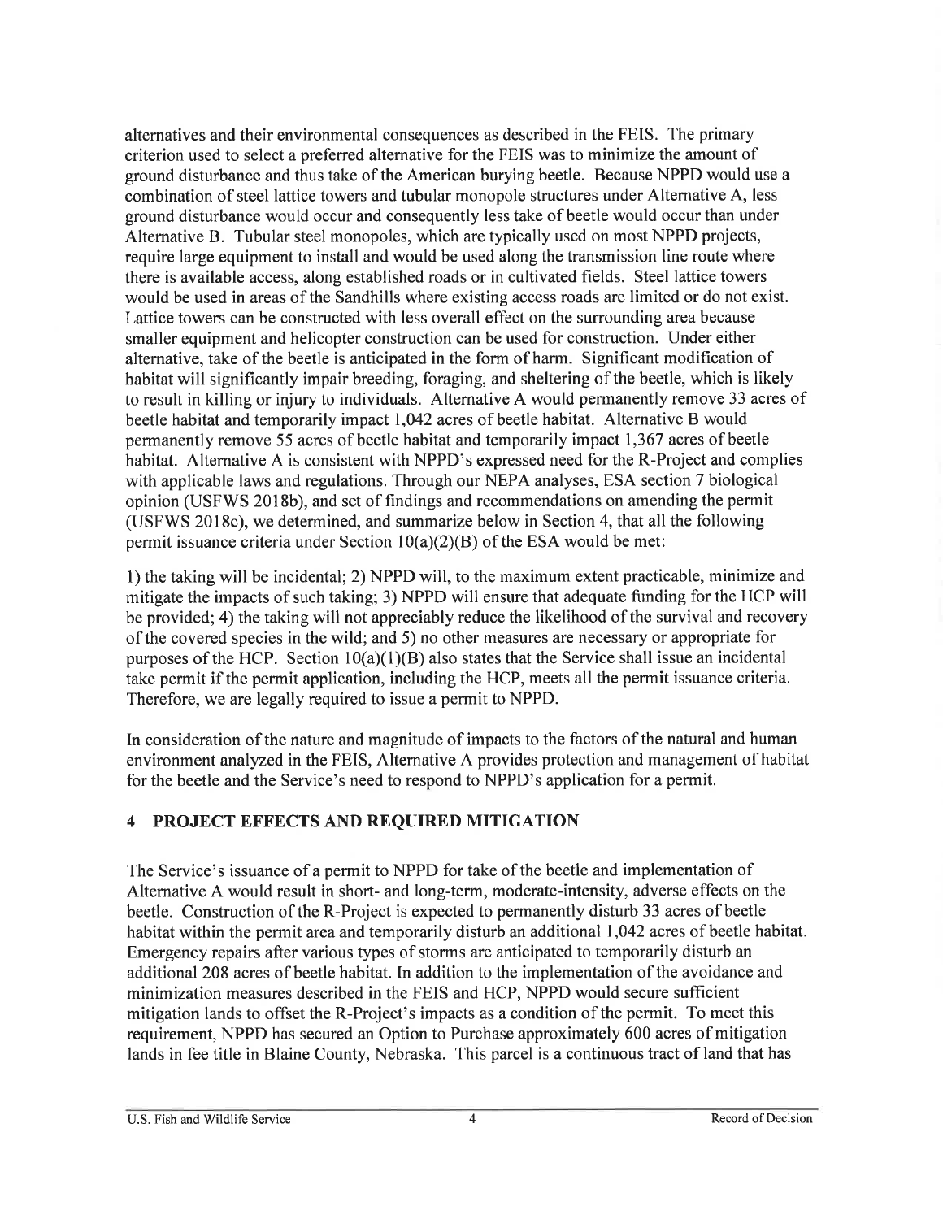alternatives and their environmental consequences as described in the FEIS. The primary criterion used to select a preferred alternative for the FEIS was to minimize the amount of ground disturbance and thus take of the American burying beetle. Because NPPD would use a combination of steel lattice towers and tubular monopole structures under Alternative A, less ground disturbance would occur and consequently less take of beetle would occur than under Alternative B. Tubular steel monopoles, which are typically used on most NPPD projects, require large equipment to install and would be used along the transmission line route where there is available access, along established roads or in cultivated fields. Steel lattice towers would be used in areas of the Sandhills where existing access roads are limited or do not exist. Lattice towers can be constructed with less overall effect on the surrounding area because smaller equipment and helicopter construction can be used for construction. Under either alternative, take of the beetle is anticipated in the form of harm. Significant modification of habitat will significantly impair breeding, foraging, and sheltering of the beetle, which is likely to result in killing or injury to individuals. Alternative A would permanently remove 33 acres of beetle habitat and temporarily impact 1,042 acres of beetle habitat. Alternative B would permanently remove 55 acres of beetle habitat and temporarily impact 1,367 acres of beetle habitat. Alternative A is consistent with NPPD's expressed need for the R-Project and complies with applicable laws and regulations. Through our NEPA analyses, ESA section 7 biological opinion (USFWS 2018b), and set of findings and recommendations on amending the permit (USFWS 2018c), we determined, and summarize below in Section 4, that all the following permit issuance criteria under Section 10(a)(2)(B) of the ESA would be met:

1) the taking will be incidental; 2) NPPD will, to the maximum extent practicable, minimize and mitigate the impacts of such taking; 3) NPPD will ensure that adequate funding for the HCP will be provided; 4) the taking will not appreciably reduce the likelihood of the survival and recovery of the covered species in the wild; and 5) no other measures are necessary or appropriate for purposes of the HCP. Section 10(a)(1)(B) also states that the Service shall issue an incidental take permit if the permit application, including the HCP, meets all the permit issuance criteria. Therefore, we are legally required to issue a permit to NPPD.

In consideration of the nature and magnitude of impacts to the factors of the natural and human environment analyzed in the FEIS, Alternative A provides protection and management of habitat for the beetle and the Service's need to respond to NPPD's application for a permit.

## 4 PROJECT EFFECTS AND REQUIRED MITIGATION

The Service's issuance of a permit to NPPD for take of the beetle and implementation of Alternative A would result in short- and long-term, moderate-intensity, adverse effects on the beetle. Construction of the R-Project is expected to permanently disturb 33 acres of beetle habitat within the permit area and temporarily disturb an additional 1,042 acres of beetle habitat. Emergency repairs after various types of storms are anticipated to temporarily disturb an additional 208 acres of beetle habitat. In addition to the implementation of the avoidance and minimization measures described in the FEIS and HCP, NPPD would secure sufficient mitigation lands to offset the R-Project's impacts as a condition of the permit. To meet this requirement, NPPD has secured an Option to Purchase approximately 600 acres of mitigation lands in fee title in Blaine County, Nebraska. This parcel is a continuous tract of land that has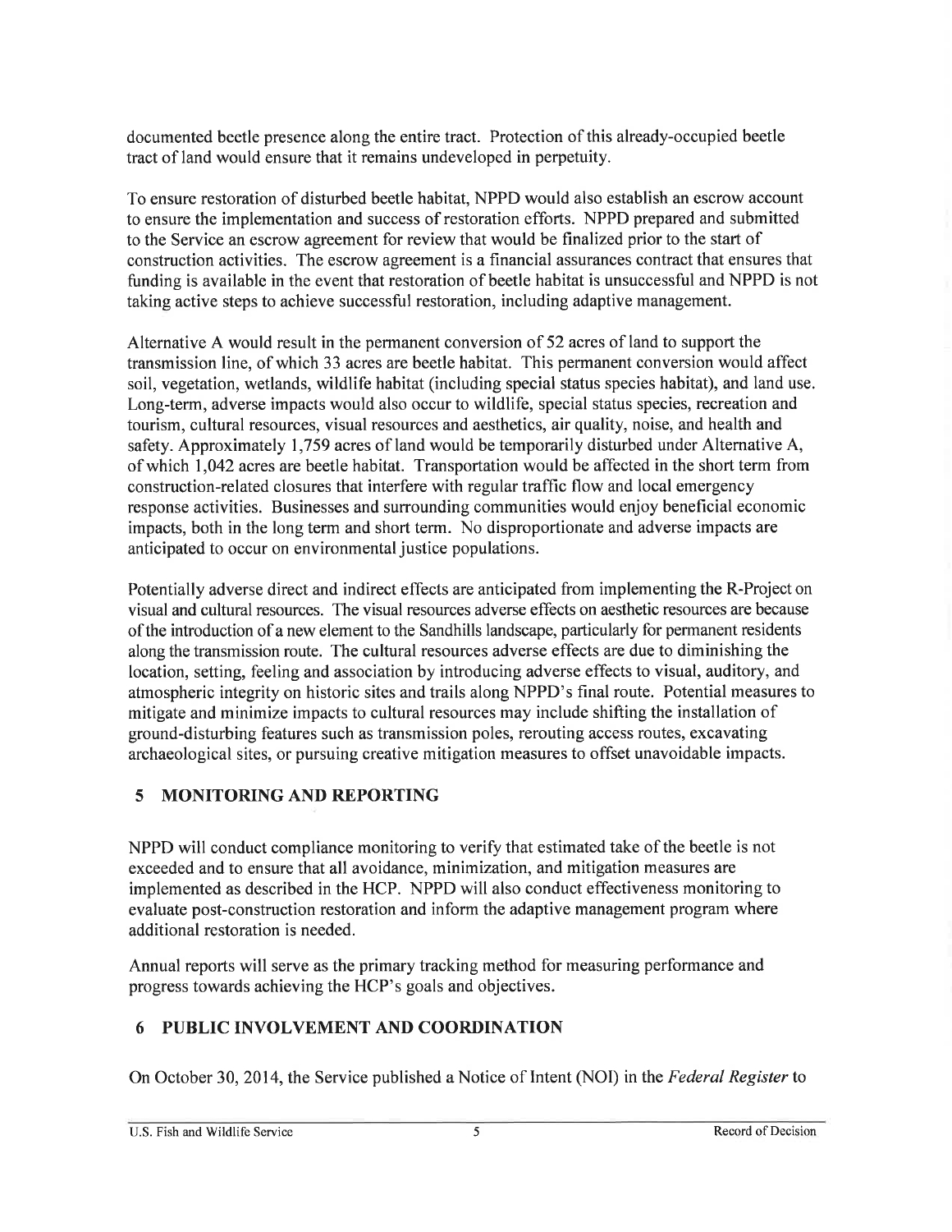documented beetle presence along the entire tract. Protection of this already-occupied beetle tract of land would ensure that it remains undeveloped in perpetuity.

To ensure restoration of disturbed beetle habitat, NPPD would also establish an escrow account to ensure the implementation and success of restoration efforts. NPPD prepared and submitted to the Service an escrow agreement for review that would be finalized prior to the start of construction activities. The escrow agreement is a financial assurances contract that ensures that funding is available in the event that restoration of beetle habitat is unsuccessful and NPPD is not taking active steps to achieve successful restoration, including adaptive management.

Alternative A would result in the permanent conversion of 52 acres of land to support the transmission line, of which 33 acres are beetle habitat. This permanent conversion would affect soil, vegetation, wetlands, wildlife habitat (including special status species habitat), and land use. Long-term, adverse impacts would also occur to wildlife, special status species, recreation and tourism, cultural resources, visual resources and aesthetics, air quality, noise, and health and safety. Approximately 1,759 acres of land would be temporarily disturbed under Alternative A, of which 1,042 acres are beetle habitat. Transportation would be affected in the short term from construction-related closures that interfere with regular traffic flow and local emergency response activities. Businesses and surrounding communities would enjoy beneficial economic impacts, both in the long term and short term. No disproportionate and adverse impacts are anticipated to occur on environmental justice populations.

Potentially adverse direct and indirect effects are anticipated from implementing the R-Project on visual and cultural resources. The visual resources adverse effects on aesthetic resources are because of the introduction of a new element to the Sandhills landscape, particularly for permanent residents along the transmission route. The cultural resources adverse effects are due to diminishing the location, setting, feeling and association by introducing adverse effects to visual, auditory, and atmospheric integrity on historic sites and trails along NPPD's final route. Potential measures to mitigate and minimize impacts to cultural resources may include shifting the installation of ground-disturbing features such as transmission poles, rerouting access routes, excavating archaeological sites, or pursuing creative mitigation measures to offset unavoidable impacts.

## 5 MONITORING AND REPORTING

NPPD will conduct compliance monitoring to verify that estimated take of the beetle is not exceeded and to ensure that all avoidance, minimization, and mitigation measures are implemented as described in the HCP. NPPD will also conduct effectiveness monitoring to evaluate post-construction restoration and inform the adaptive management program where additional restoration is needed.

Annual reports will serve as the primary tracking method for measuring performance and progress towards achieving the HCP's goals and objectives.

## 6 PUBLIC INVOLVEMENT AND COORDINATION

On October 30, 2014, the Service published a Notice of Intent (NOI) in the *Federal Register* to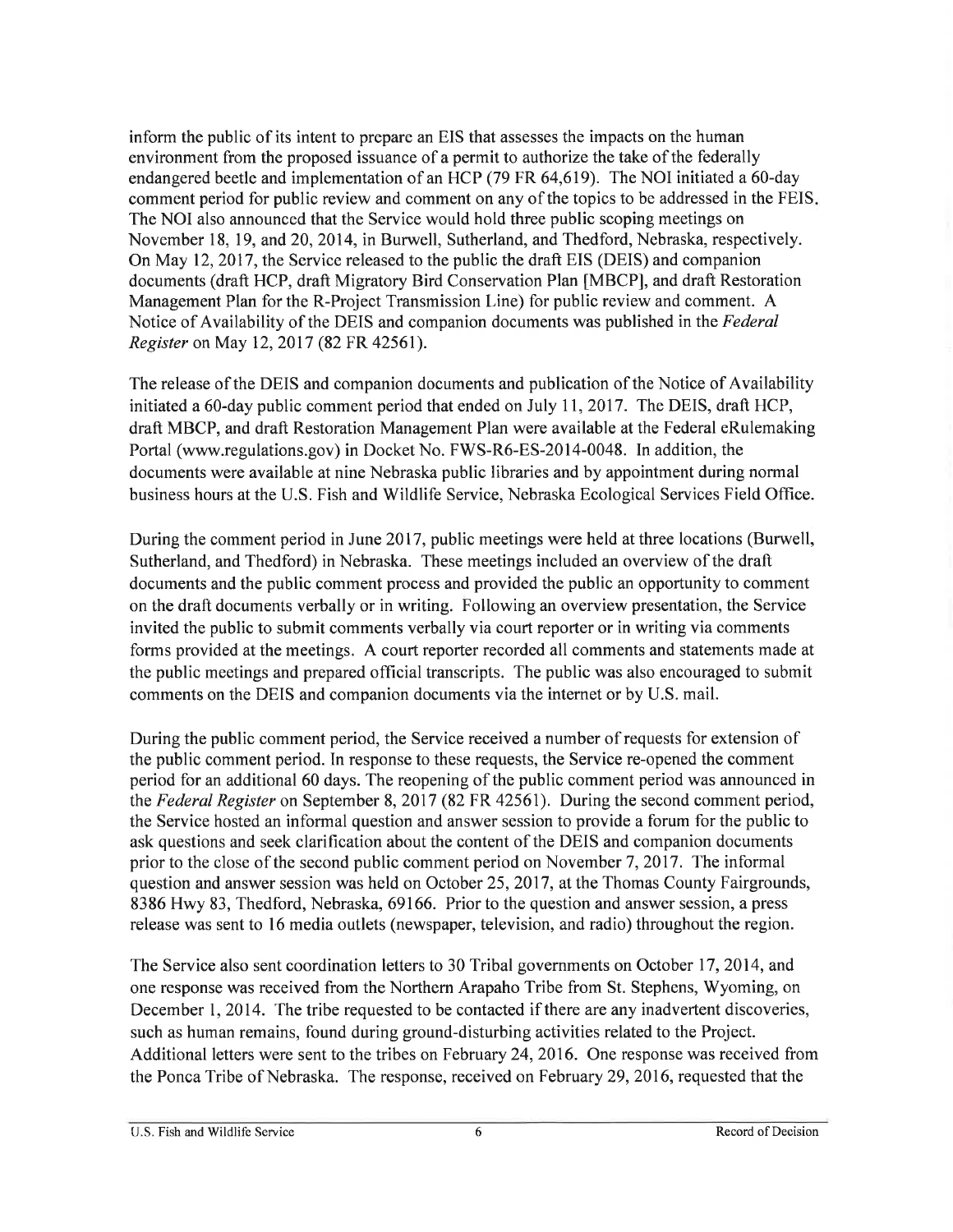inform the public of its intent to prepare an EIS that assesses the impacts on the human environment from the proposed issuance of a permit to authorize the take of the federally endangered beetle and implementation of an HCP (79 FR 64,619). The NOI initiated a 60-day comment period for public review and comment on any of the topics to be addressed in the FEIS. The NOI also announced that the Service would hold three public scoping meetings on November 18, 19, and 20, 2014, in Burwell, Sutherland, and Thedford, Nebraska, respectively. On May 12, 2017, the Service released to the public the draft EIS (DEIS) and companion documents (draft HCP, draft Migratory Bird Conservation Plan [MBCP], and draft Restoration Management Plan for the R-Project Transmission Line) for public review and comment. A Notice of Availability of the DEIS and companion documents was published in the *Federal Register* on May 12, 2017 (82 FR 42561).

The release of the DEIS and companion documents and publication of the Notice of Availability initiated a 60-day public comment period that ended on July 11, 2017. The DEIS, draft HCP, draft MBCP, and draft Restoration Management Plan were available at the Federal eRulemaking Portal (www.regulations.gov) in Docket No. FWS-R6-ES-2014-0048. In addition, the documents were available at nine Nebraska public libraries and by appointment during normal business hours at the U.S. Fish and Wildlife Service, Nebraska Ecological Services Field Office.

During the comment period in June 2017, public meetings were held at three locations (Burwell, Sutherland, and Thedford) in Nebraska. These meetings included an overview of the draft documents and the public comment process and provided the public an opportunity to comment on the draft documents verbally or in writing. Following an overview presentation, the Service invited the public to submit comments verbally via court reporter or in writing via comments forms provided at the meetings. A court reporter recorded all comments and statements made at the public meetings and prepared official transcripts. The public was also encouraged to submit comments on the DEIS and companion documents via the internet or by U.S. mail.

During the public comment period, the Service received a number of requests for extension of the public comment period. In response to these requests, the Service re-opened the comment period for an additional 60 days. The reopening of the public comment period was announced in the *Federal Register* on September 8, 2017 (82 FR 42561). During the second comment period, the Service hosted an informal question and answer session to provide a forum for the public to ask questions and seek clarification about the content of the DEIS and companion documents prior to the close of the second public comment period on November 7, 2017. The informal question and answer session was held on October 25, 2017, at the Thomas County Fairgrounds, 8386 Hwy 83, Thedford, Nebraska, 69166. Prior to the question and answer session, a press release was sent to 16 media outlets (newspaper, television, and radio) throughout the region.

The Service also sent coordination letters to 30 Tribal governments on October 17, 2014, and one response was received from the Northern Arapaho Tribe from St. Stephens, Wyoming, on December 1, 2014. The tribe requested to be contacted if there are any inadvertent discoveries, such as human remains, found during ground-disturbing activities related to the Project. Additional letters were sent to the tribes on February 24, 2016. One response was received from the Ponca Tribe of Nebraska. The response, received on February 29, 2016, requested that the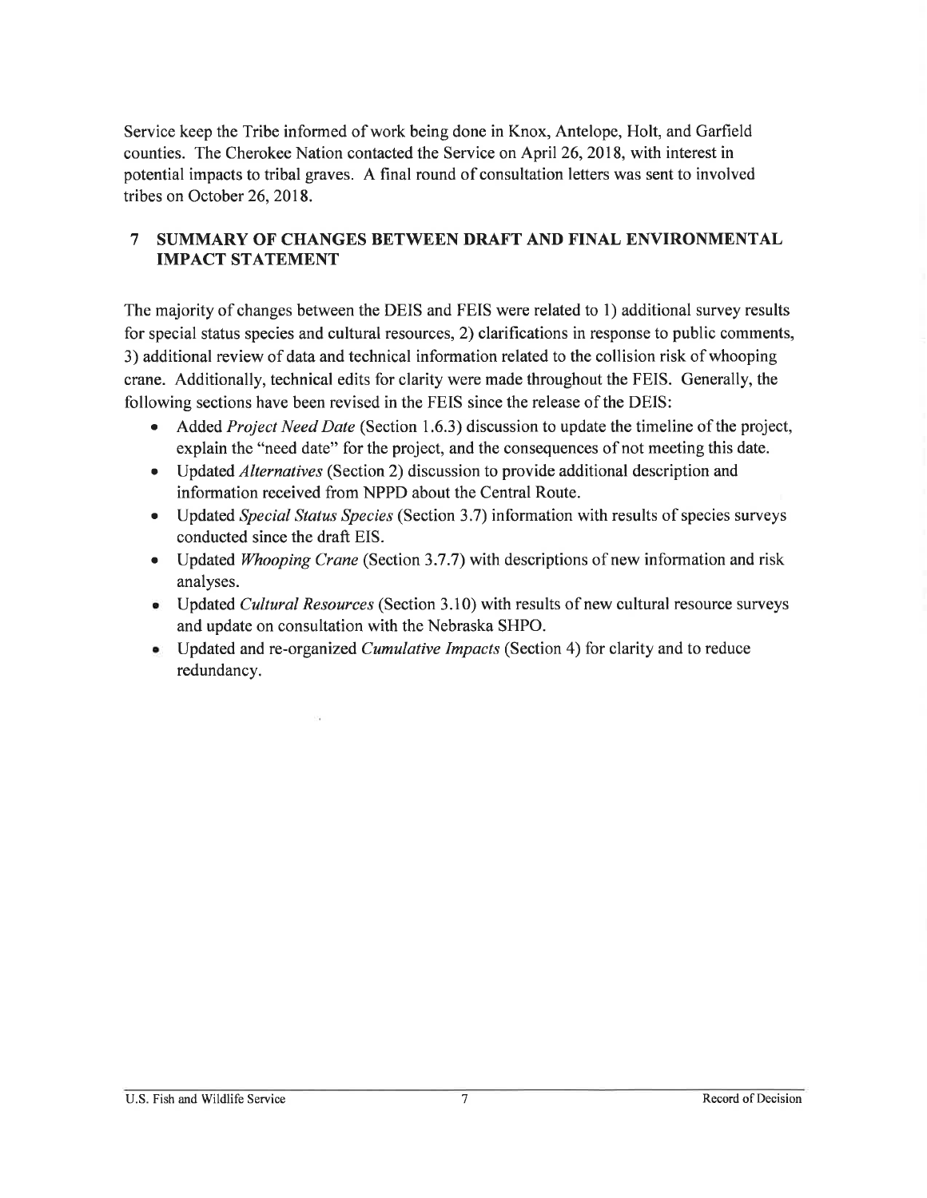Service keep the Tribe informed of work being done in Knox, Antelope, Holt, and Garfield counties. The Cherokee Nation contacted the Service on April 26, 2018, with interest in potential impacts to tribal graves. A final round of consultation letters was sent to involved tribes on October 26, 2018.

## 7 SUMMARY OF CHANGES BETWEEN DRAFT AND FINAL ENVIRONMENTAL IMPACT STATEMENT

The majority of changes between the DEIS and FEIS were related to 1) additional survey results for special status species and cultural resources, 2) clarifications in response to public comments, 3) additional review of data and technical information related to the collision risk of whooping crane. Additionally, technical edits for clarity were made throughout the FEIS. Generally, the following sections have been revised in the FEIS since the release of the DEIS:

- Added *Project Need Date* (Section 1.6.3) discussion to update the timeline of the project, explain the "need date" for the project, and the consequences of not meeting this date.
- Updated *Alternatives* (Section 2) discussion to provide additional description and information received from NPPD about the Central Route.
- Updated *Special Status Species* (Section 3.7) information with results of species surveys conducted since the draft EIS.
- Updated *Whooping Crane* (Section 3.7.7) with descriptions of new information and risk analyses.
- Updated *Cultural Resources* (Section 3.10) with results of new cultural resource surveys and update on consultation with the Nebraska SHPO.
- Updated and re-organized *Cumulative Impacts* (Section 4) for clarity and to reduce redundancy.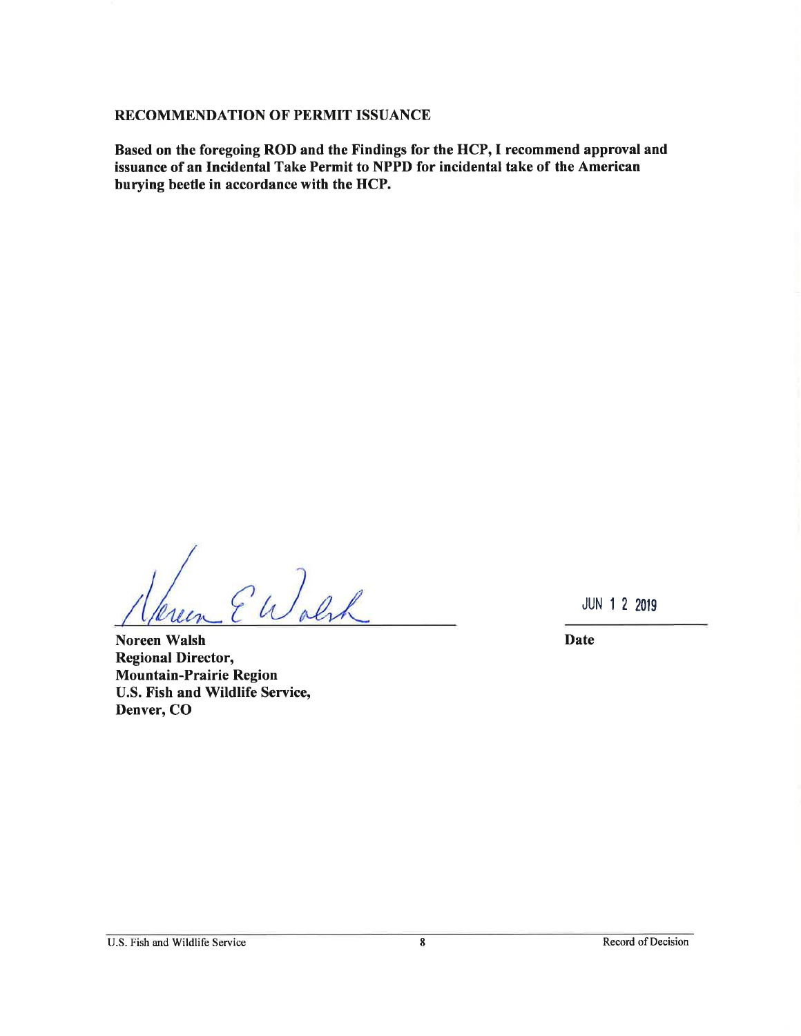**RECOMMENDATION OF PERMIT ISSUANCE**

**Based on the foregoing ROD and the Findings for the HCP, I recommend approval and issuance of an Incidental Take Permit to NPPD for incidental take of the American burying beetle in accordance with the HCP.**

Noreen E Walsh

**Noreen Walsh**
**Regional Director,**
**Mountain-Prairie Region**
**U.S. Fish and Wildlife Service,**
**Denver, CO**

JUN 12 2019

**Date**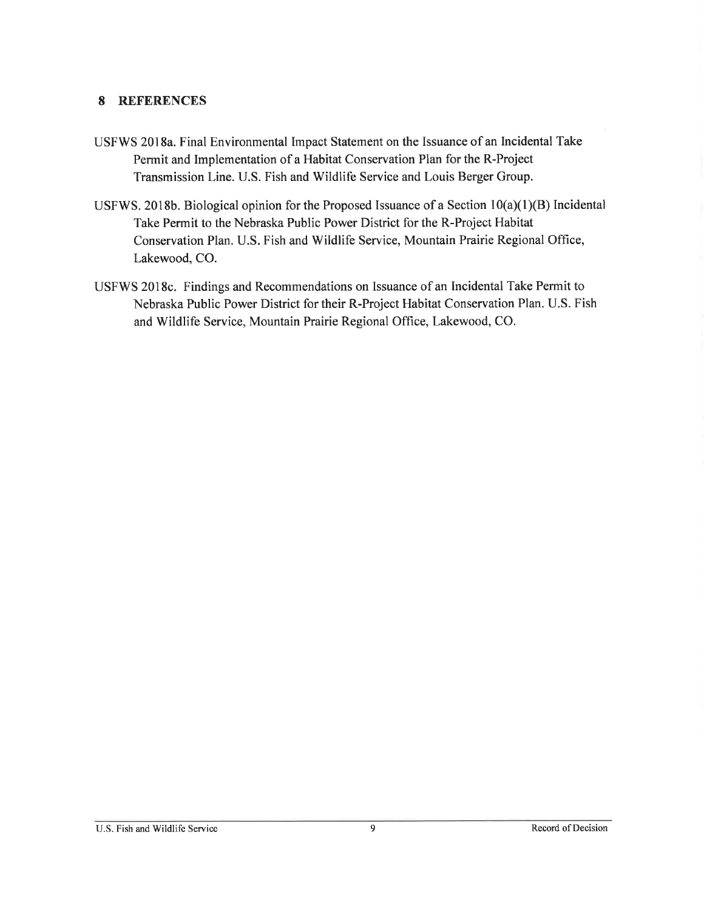## 8 REFERENCES

USFWS 2018a. Final Environmental Impact Statement on the Issuance of an Incidental Take Permit and Implementation of a Habitat Conservation Plan for the R-Project Transmission Line. U.S. Fish and Wildlife Service and Louis Berger Group.

USFWS. 2018b. Biological opinion for the Proposed Issuance of a Section 10(a)(1)(B) Incidental Take Permit to the Nebraska Public Power District for the R-Project Habitat Conservation Plan. U.S. Fish and Wildlife Service, Mountain Prairie Regional Office, Lakewood, CO.

USFWS 2018c. Findings and Recommendations on Issuance of an Incidental Take Permit to Nebraska Public Power District for their R-Project Habitat Conservation Plan. U.S. Fish and Wildlife Service, Mountain Prairie Regional Office, Lakewood, CO.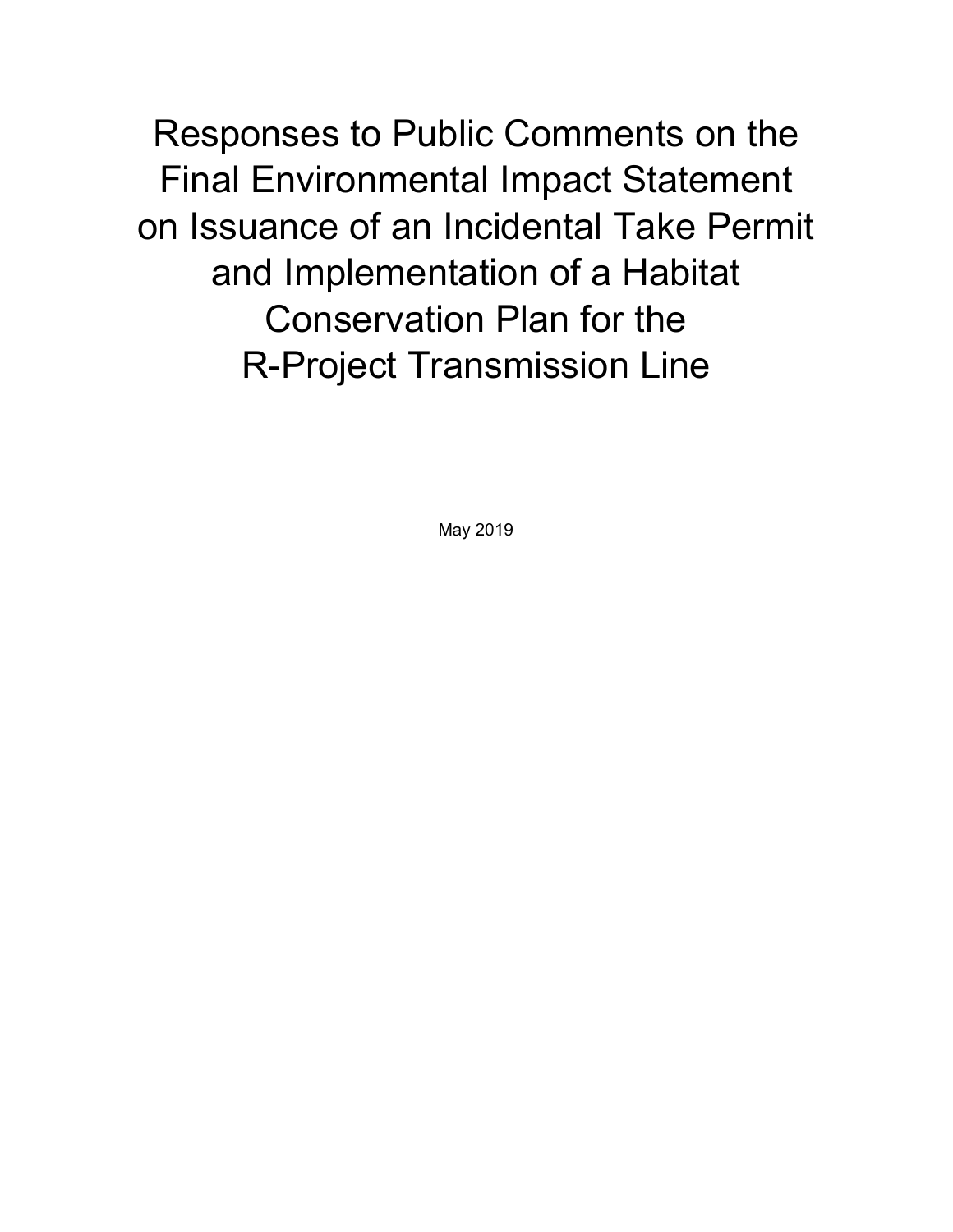# Responses to Public Comments on the Final Environmental Impact Statement on Issuance of an Incidental Take Permit and Implementation of a Habitat Conservation Plan for the R-Project Transmission Line

May 2019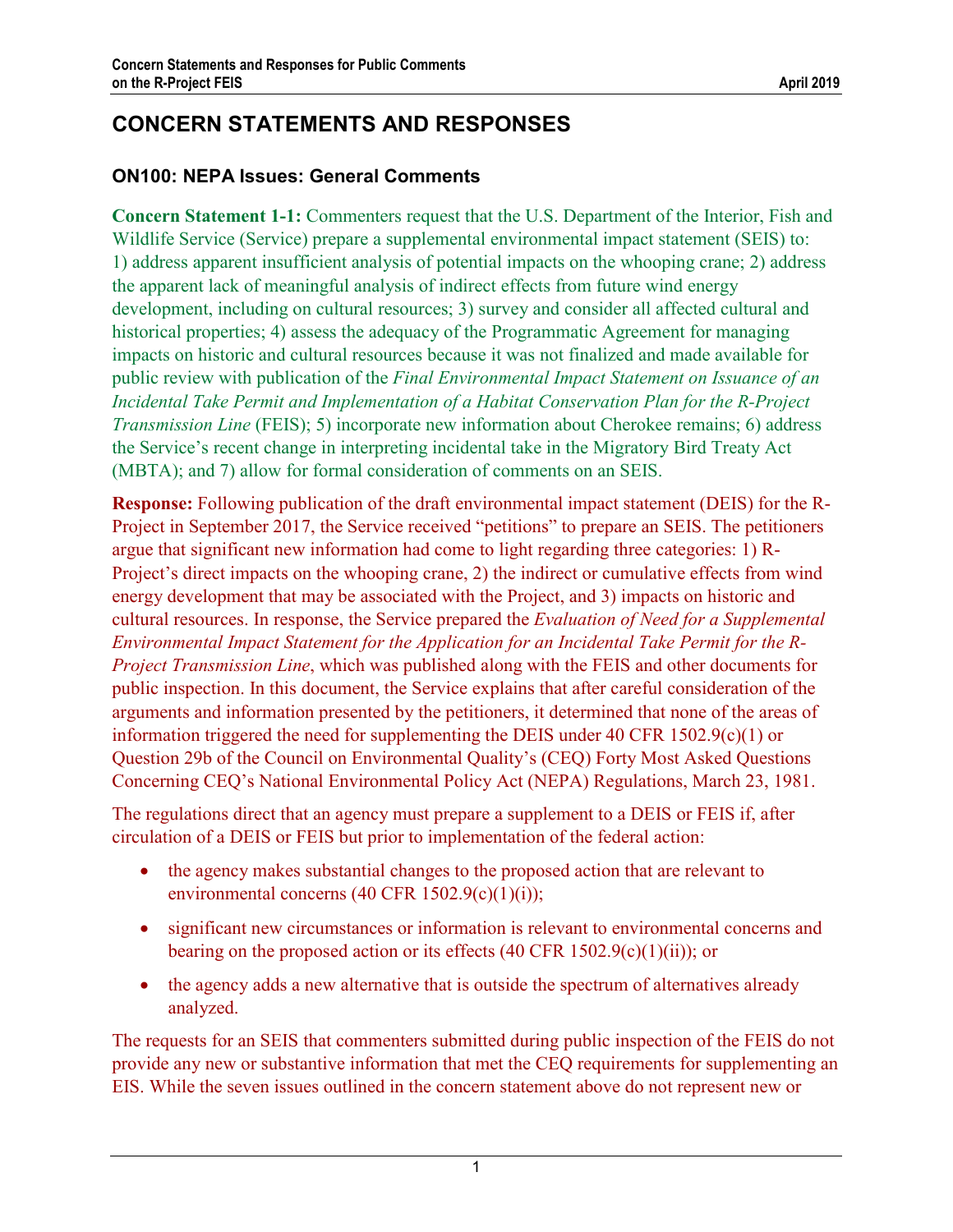# CONCERN STATEMENTS AND RESPONSES

## ON100: NEPA Issues: General Comments

**Concern Statement 1-1:** Commenters request that the U.S. Department of the Interior, Fish and Wildlife Service (Service) prepare a supplemental environmental impact statement (SEIS) to: 1) address apparent insufficient analysis of potential impacts on the whooping crane; 2) address the apparent lack of meaningful analysis of indirect effects from future wind energy development, including on cultural resources; 3) survey and consider all affected cultural and historical properties; 4) assess the adequacy of the Programmatic Agreement for managing impacts on historic and cultural resources because it was not finalized and made available for public review with publication of the *Final Environmental Impact Statement on Issuance of an Incidental Take Permit and Implementation of a Habitat Conservation Plan for the R-Project Transmission Line* (FEIS); 5) incorporate new information about Cherokee remains; 6) address the Service's recent change in interpreting incidental take in the Migratory Bird Treaty Act (MBTA); and 7) allow for formal consideration of comments on an SEIS.

**Response:** Following publication of the draft environmental impact statement (DEIS) for the R-Project in September 2017, the Service received "petitions" to prepare an SEIS. The petitioners argue that significant new information had come to light regarding three categories: 1) R-Project's direct impacts on the whooping crane, 2) the indirect or cumulative effects from wind energy development that may be associated with the Project, and 3) impacts on historic and cultural resources. In response, the Service prepared the *Evaluation of Need for a Supplemental Environmental Impact Statement for the Application for an Incidental Take Permit for the R-Project Transmission Line*, which was published along with the FEIS and other documents for public inspection. In this document, the Service explains that after careful consideration of the arguments and information presented by the petitioners, it determined that none of the areas of information triggered the need for supplementing the DEIS under 40 CFR 1502.9(c)(1) or Question 29b of the Council on Environmental Quality's (CEQ) Forty Most Asked Questions Concerning CEQ's National Environmental Policy Act (NEPA) Regulations, March 23, 1981.

The regulations direct that an agency must prepare a supplement to a DEIS or FEIS if, after circulation of a DEIS or FEIS but prior to implementation of the federal action:

- the agency makes substantial changes to the proposed action that are relevant to environmental concerns (40 CFR 1502.9(c)(1)(i));
- significant new circumstances or information is relevant to environmental concerns and bearing on the proposed action or its effects (40 CFR 1502.9(c)(1)(ii)); or
- the agency adds a new alternative that is outside the spectrum of alternatives already analyzed.

The requests for an SEIS that commenters submitted during public inspection of the FEIS do not provide any new or substantive information that met the CEQ requirements for supplementing an EIS. While the seven issues outlined in the concern statement above do not represent new or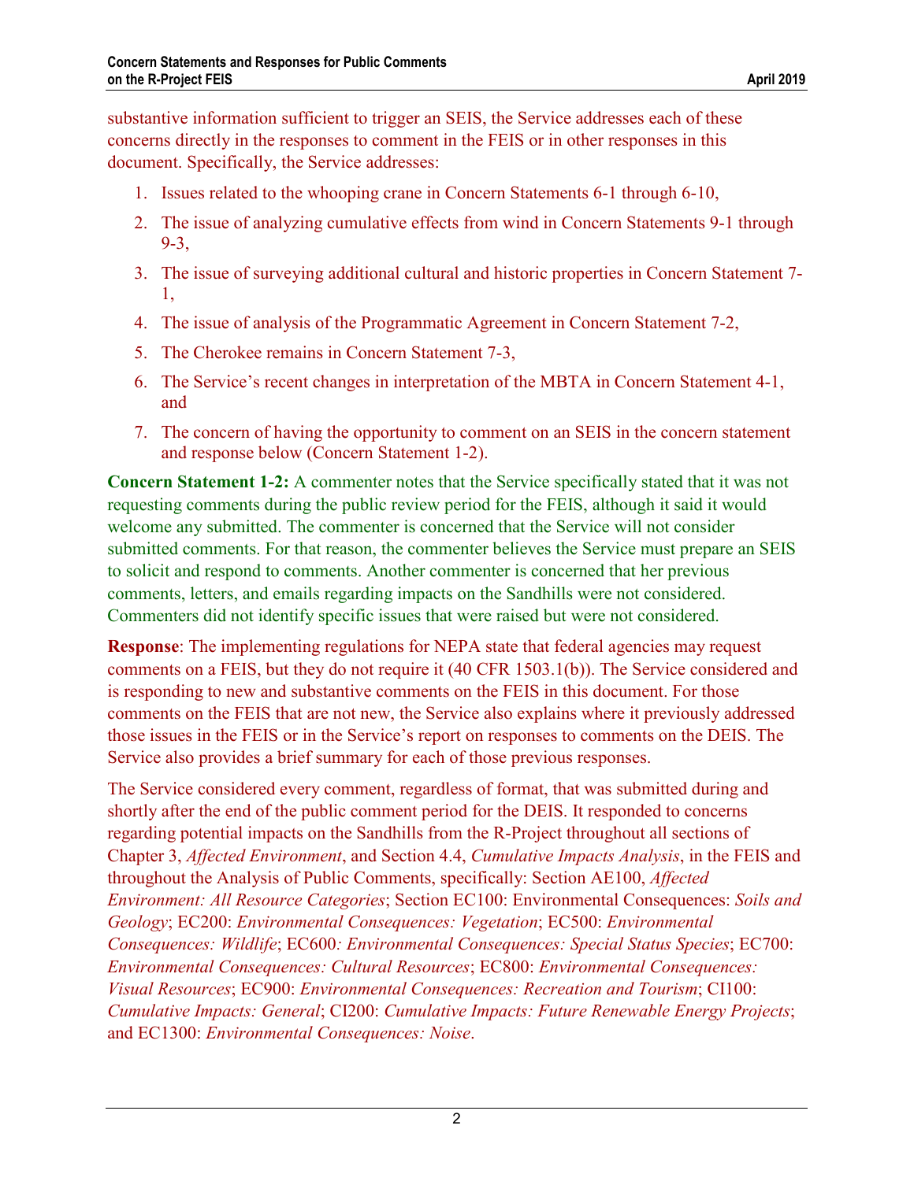substantive information sufficient to trigger an SEIS, the Service addresses each of these concerns directly in the responses to comment in the FEIS or in other responses in this document. Specifically, the Service addresses:

1. Issues related to the whooping crane in Concern Statements 6-1 through 6-10,
2. The issue of analyzing cumulative effects from wind in Concern Statements 9-1 through 9-3,
3. The issue of surveying additional cultural and historic properties in Concern Statement 7-1,
4. The issue of analysis of the Programmatic Agreement in Concern Statement 7-2,
5. The Cherokee remains in Concern Statement 7-3,
6. The Service's recent changes in interpretation of the MBTA in Concern Statement 4-1, and
7. The concern of having the opportunity to comment on an SEIS in the concern statement and response below (Concern Statement 1-2).

**Concern Statement 1-2:** A commenter notes that the Service specifically stated that it was not requesting comments during the public review period for the FEIS, although it said it would welcome any submitted. The commenter is concerned that the Service will not consider submitted comments. For that reason, the commenter believes the Service must prepare an SEIS to solicit and respond to comments. Another commenter is concerned that her previous comments, letters, and emails regarding impacts on the Sandhills were not considered. Commenters did not identify specific issues that were raised but were not considered.

**Response**: The implementing regulations for NEPA state that federal agencies may request comments on a FEIS, but they do not require it (40 CFR 1503.1(b)). The Service considered and is responding to new and substantive comments on the FEIS in this document. For those comments on the FEIS that are not new, the Service also explains where it previously addressed those issues in the FEIS or in the Service's report on responses to comments on the DEIS. The Service also provides a brief summary for each of those previous responses.

The Service considered every comment, regardless of format, that was submitted during and shortly after the end of the public comment period for the DEIS. It responded to concerns regarding potential impacts on the Sandhills from the R-Project throughout all sections of Chapter 3, *Affected Environment*, and Section 4.4, *Cumulative Impacts Analysis*, in the FEIS and throughout the Analysis of Public Comments, specifically: Section AE100, *Affected Environment: All Resource Categories*; Section EC100: Environmental Consequences: *Soils and Geology*; EC200: *Environmental Consequences: Vegetation*; EC500: *Environmental Consequences: Wildlife*; EC600*: Environmental Consequences: Special Status Species*; EC700: *Environmental Consequences: Cultural Resources*; EC800: *Environmental Consequences: Visual Resources*; EC900: *Environmental Consequences: Recreation and Tourism*; CI100: *Cumulative Impacts: General*; CI200: *Cumulative Impacts: Future Renewable Energy Projects*; and EC1300: *Environmental Consequences: Noise*.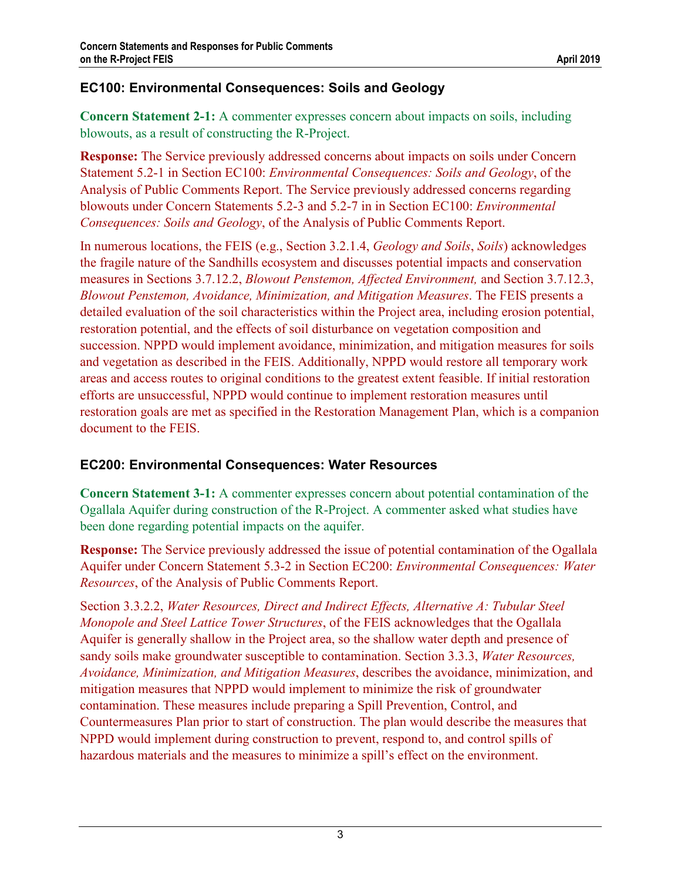## EC100: Environmental Consequences: Soils and Geology

**Concern Statement 2-1:** A commenter expresses concern about impacts on soils, including blowouts, as a result of constructing the R-Project.

**Response:** The Service previously addressed concerns about impacts on soils under Concern Statement 5.2-1 in Section EC100: *Environmental Consequences: Soils and Geology*, of the Analysis of Public Comments Report. The Service previously addressed concerns regarding blowouts under Concern Statements 5.2-3 and 5.2-7 in in Section EC100: *Environmental Consequences: Soils and Geology*, of the Analysis of Public Comments Report.

In numerous locations, the FEIS (e.g., Section 3.2.1.4, *Geology and Soils*, *Soils*) acknowledges the fragile nature of the Sandhills ecosystem and discusses potential impacts and conservation measures in Sections 3.7.12.2, *Blowout Penstemon, Affected Environment,* and Section 3.7.12.3, *Blowout Penstemon, Avoidance, Minimization, and Mitigation Measures*. The FEIS presents a detailed evaluation of the soil characteristics within the Project area, including erosion potential, restoration potential, and the effects of soil disturbance on vegetation composition and succession. NPPD would implement avoidance, minimization, and mitigation measures for soils and vegetation as described in the FEIS. Additionally, NPPD would restore all temporary work areas and access routes to original conditions to the greatest extent feasible. If initial restoration efforts are unsuccessful, NPPD would continue to implement restoration measures until restoration goals are met as specified in the Restoration Management Plan, which is a companion document to the FEIS.

## EC200: Environmental Consequences: Water Resources

**Concern Statement 3-1:** A commenter expresses concern about potential contamination of the Ogallala Aquifer during construction of the R-Project. A commenter asked what studies have been done regarding potential impacts on the aquifer.

**Response:** The Service previously addressed the issue of potential contamination of the Ogallala Aquifer under Concern Statement 5.3-2 in Section EC200: *Environmental Consequences: Water Resources*, of the Analysis of Public Comments Report.

Section 3.3.2.2, *Water Resources, Direct and Indirect Effects, Alternative A: Tubular Steel Monopole and Steel Lattice Tower Structures*, of the FEIS acknowledges that the Ogallala Aquifer is generally shallow in the Project area, so the shallow water depth and presence of sandy soils make groundwater susceptible to contamination. Section 3.3.3, *Water Resources, Avoidance, Minimization, and Mitigation Measures*, describes the avoidance, minimization, and mitigation measures that NPPD would implement to minimize the risk of groundwater contamination. These measures include preparing a Spill Prevention, Control, and Countermeasures Plan prior to start of construction. The plan would describe the measures that NPPD would implement during construction to prevent, respond to, and control spills of hazardous materials and the measures to minimize a spill's effect on the environment.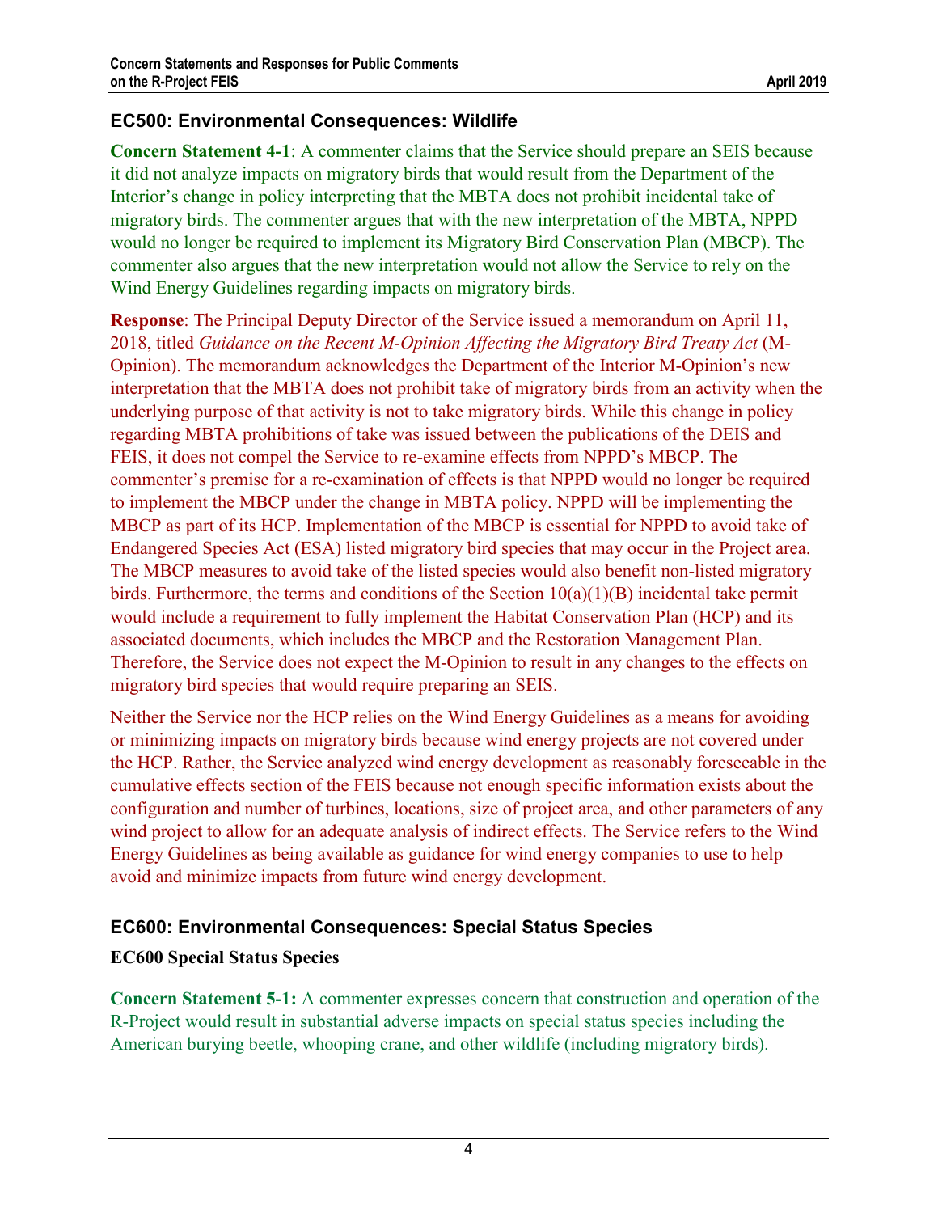## EC500: Environmental Consequences: Wildlife

**Concern Statement 4-1**: A commenter claims that the Service should prepare an SEIS because it did not analyze impacts on migratory birds that would result from the Department of the Interior's change in policy interpreting that the MBTA does not prohibit incidental take of migratory birds. The commenter argues that with the new interpretation of the MBTA, NPPD would no longer be required to implement its Migratory Bird Conservation Plan (MBCP). The commenter also argues that the new interpretation would not allow the Service to rely on the Wind Energy Guidelines regarding impacts on migratory birds.

**Response**: The Principal Deputy Director of the Service issued a memorandum on April 11, 2018, titled *Guidance on the Recent M-Opinion Affecting the Migratory Bird Treaty Act* (M-Opinion). The memorandum acknowledges the Department of the Interior M-Opinion's new interpretation that the MBTA does not prohibit take of migratory birds from an activity when the underlying purpose of that activity is not to take migratory birds. While this change in policy regarding MBTA prohibitions of take was issued between the publications of the DEIS and FEIS, it does not compel the Service to re-examine effects from NPPD's MBCP. The commenter's premise for a re-examination of effects is that NPPD would no longer be required to implement the MBCP under the change in MBTA policy. NPPD will be implementing the MBCP as part of its HCP. Implementation of the MBCP is essential for NPPD to avoid take of Endangered Species Act (ESA) listed migratory bird species that may occur in the Project area. The MBCP measures to avoid take of the listed species would also benefit non-listed migratory birds. Furthermore, the terms and conditions of the Section 10(a)(1)(B) incidental take permit would include a requirement to fully implement the Habitat Conservation Plan (HCP) and its associated documents, which includes the MBCP and the Restoration Management Plan. Therefore, the Service does not expect the M-Opinion to result in any changes to the effects on migratory bird species that would require preparing an SEIS.

Neither the Service nor the HCP relies on the Wind Energy Guidelines as a means for avoiding or minimizing impacts on migratory birds because wind energy projects are not covered under the HCP. Rather, the Service analyzed wind energy development as reasonably foreseeable in the cumulative effects section of the FEIS because not enough specific information exists about the configuration and number of turbines, locations, size of project area, and other parameters of any wind project to allow for an adequate analysis of indirect effects. The Service refers to the Wind Energy Guidelines as being available as guidance for wind energy companies to use to help avoid and minimize impacts from future wind energy development.

## EC600: Environmental Consequences: Special Status Species

### EC600 Special Status Species

**Concern Statement 5-1:** A commenter expresses concern that construction and operation of the R-Project would result in substantial adverse impacts on special status species including the American burying beetle, whooping crane, and other wildlife (including migratory birds).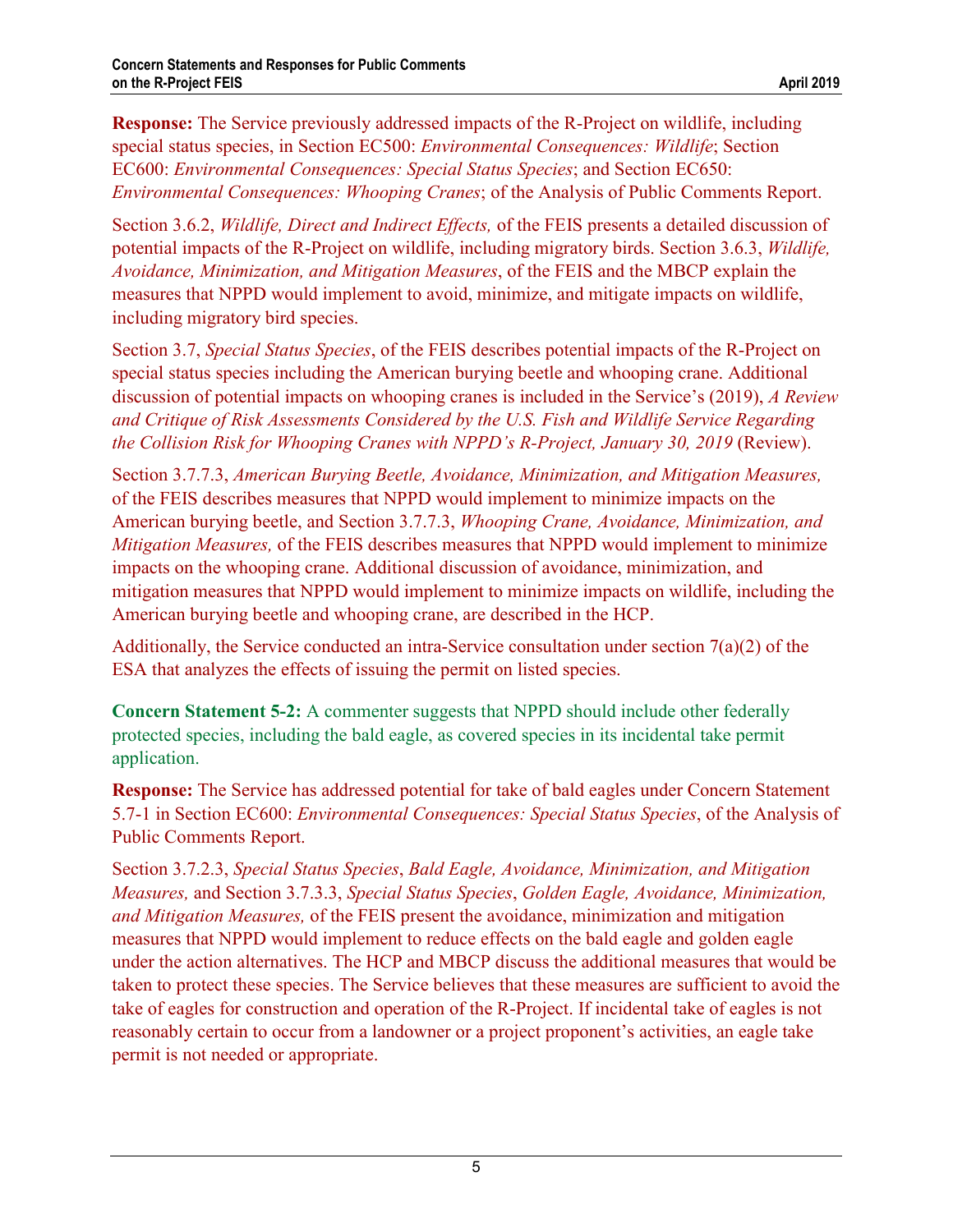**Response:** The Service previously addressed impacts of the R-Project on wildlife, including special status species, in Section EC500: *Environmental Consequences: Wildlife*; Section EC600: *Environmental Consequences: Special Status Species*; and Section EC650: *Environmental Consequences: Whooping Cranes*; of the Analysis of Public Comments Report.

Section 3.6.2, *Wildlife, Direct and Indirect Effects,* of the FEIS presents a detailed discussion of potential impacts of the R-Project on wildlife, including migratory birds. Section 3.6.3, *Wildlife, Avoidance, Minimization, and Mitigation Measures*, of the FEIS and the MBCP explain the measures that NPPD would implement to avoid, minimize, and mitigate impacts on wildlife, including migratory bird species.

Section 3.7, *Special Status Species*, of the FEIS describes potential impacts of the R-Project on special status species including the American burying beetle and whooping crane. Additional discussion of potential impacts on whooping cranes is included in the Service's (2019), *A Review and Critique of Risk Assessments Considered by the U.S. Fish and Wildlife Service Regarding the Collision Risk for Whooping Cranes with NPPD's R-Project, January 30, 2019* (Review).

Section 3.7.7.3, *American Burying Beetle, Avoidance, Minimization, and Mitigation Measures,* of the FEIS describes measures that NPPD would implement to minimize impacts on the American burying beetle, and Section 3.7.7.3, *Whooping Crane, Avoidance, Minimization, and Mitigation Measures,* of the FEIS describes measures that NPPD would implement to minimize impacts on the whooping crane. Additional discussion of avoidance, minimization, and mitigation measures that NPPD would implement to minimize impacts on wildlife, including the American burying beetle and whooping crane, are described in the HCP.

Additionally, the Service conducted an intra-Service consultation under section 7(a)(2) of the ESA that analyzes the effects of issuing the permit on listed species.

**Concern Statement 5-2:** A commenter suggests that NPPD should include other federally protected species, including the bald eagle, as covered species in its incidental take permit application.

**Response:** The Service has addressed potential for take of bald eagles under Concern Statement 5.7-1 in Section EC600: *Environmental Consequences: Special Status Species*, of the Analysis of Public Comments Report.

Section 3.7.2.3, *Special Status Species*, *Bald Eagle, Avoidance, Minimization, and Mitigation Measures,* and Section 3.7.3.3, *Special Status Species*, *Golden Eagle, Avoidance, Minimization, and Mitigation Measures,* of the FEIS present the avoidance, minimization and mitigation measures that NPPD would implement to reduce effects on the bald eagle and golden eagle under the action alternatives. The HCP and MBCP discuss the additional measures that would be taken to protect these species. The Service believes that these measures are sufficient to avoid the take of eagles for construction and operation of the R-Project. If incidental take of eagles is not reasonably certain to occur from a landowner or a project proponent's activities, an eagle take permit is not needed or appropriate.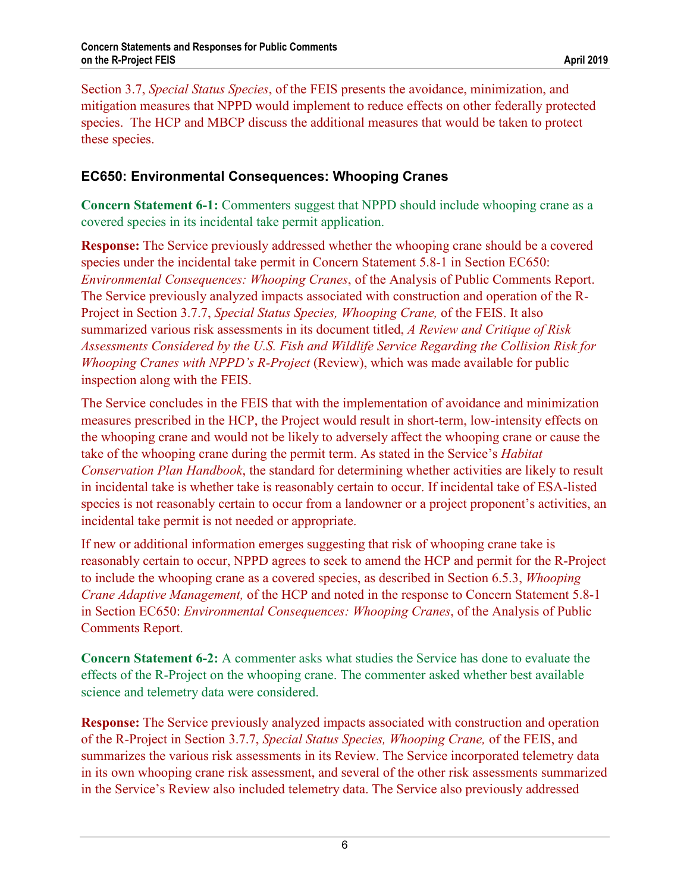Section 3.7, *Special Status Species*, of the FEIS presents the avoidance, minimization, and mitigation measures that NPPD would implement to reduce effects on other federally protected species. The HCP and MBCP discuss the additional measures that would be taken to protect these species.

### EC650: Environmental Consequences: Whooping Cranes

**Concern Statement 6-1:** Commenters suggest that NPPD should include whooping crane as a covered species in its incidental take permit application.

**Response:** The Service previously addressed whether the whooping crane should be a covered species under the incidental take permit in Concern Statement 5.8-1 in Section EC650: *Environmental Consequences: Whooping Cranes*, of the Analysis of Public Comments Report. The Service previously analyzed impacts associated with construction and operation of the R-Project in Section 3.7.7, *Special Status Species, Whooping Crane,* of the FEIS. It also summarized various risk assessments in its document titled, *A Review and Critique of Risk Assessments Considered by the U.S. Fish and Wildlife Service Regarding the Collision Risk for Whooping Cranes with NPPD's R-Project* (Review), which was made available for public inspection along with the FEIS.

The Service concludes in the FEIS that with the implementation of avoidance and minimization measures prescribed in the HCP, the Project would result in short-term, low-intensity effects on the whooping crane and would not be likely to adversely affect the whooping crane or cause the take of the whooping crane during the permit term. As stated in the Service's *Habitat Conservation Plan Handbook*, the standard for determining whether activities are likely to result in incidental take is whether take is reasonably certain to occur. If incidental take of ESA-listed species is not reasonably certain to occur from a landowner or a project proponent's activities, an incidental take permit is not needed or appropriate.

If new or additional information emerges suggesting that risk of whooping crane take is reasonably certain to occur, NPPD agrees to seek to amend the HCP and permit for the R-Project to include the whooping crane as a covered species, as described in Section 6.5.3, *Whooping Crane Adaptive Management,* of the HCP and noted in the response to Concern Statement 5.8-1 in Section EC650: *Environmental Consequences: Whooping Cranes*, of the Analysis of Public Comments Report.

**Concern Statement 6-2:** A commenter asks what studies the Service has done to evaluate the effects of the R-Project on the whooping crane. The commenter asked whether best available science and telemetry data were considered.

**Response:** The Service previously analyzed impacts associated with construction and operation of the R-Project in Section 3.7.7, *Special Status Species, Whooping Crane,* of the FEIS, and summarizes the various risk assessments in its Review. The Service incorporated telemetry data in its own whooping crane risk assessment, and several of the other risk assessments summarized in the Service's Review also included telemetry data. The Service also previously addressed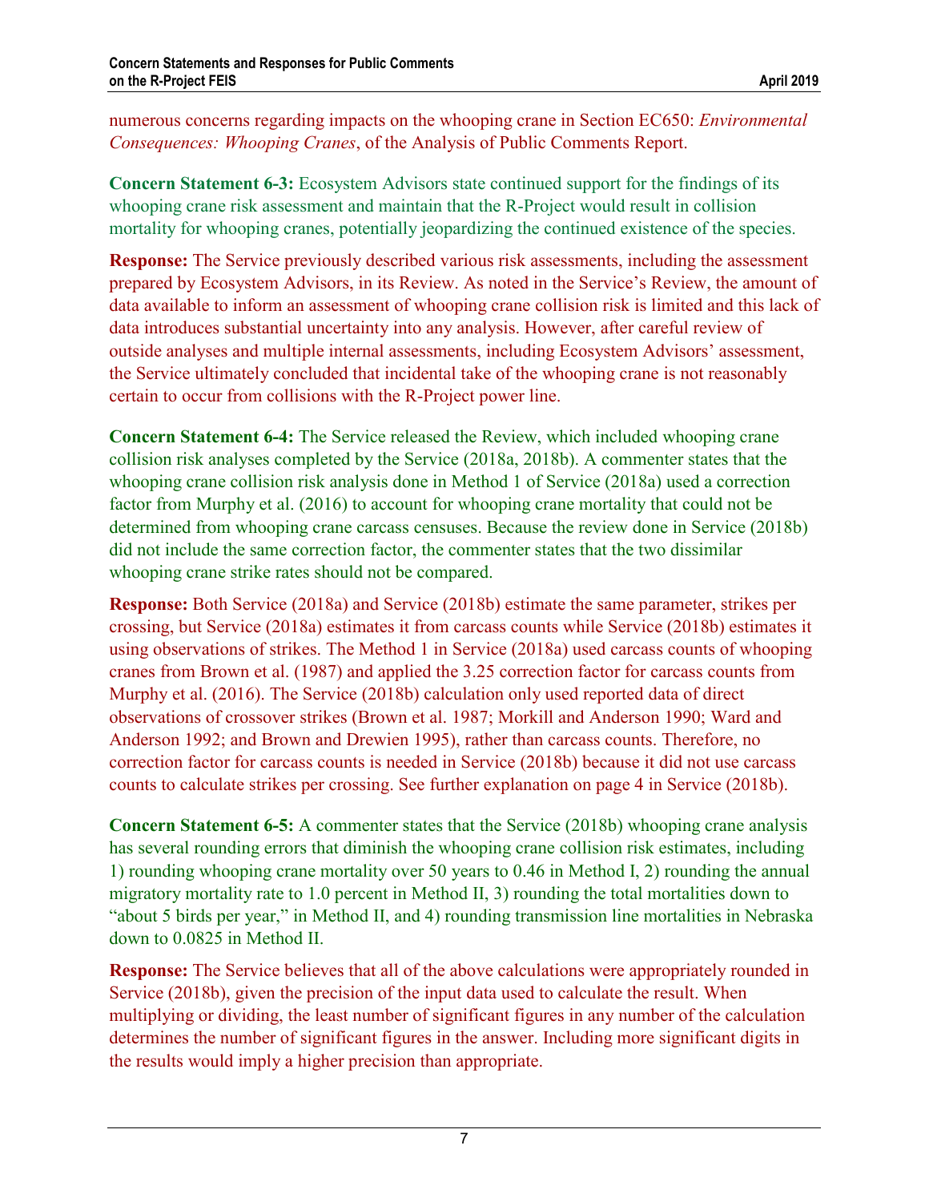numerous concerns regarding impacts on the whooping crane in Section EC650: *Environmental Consequences: Whooping Cranes*, of the Analysis of Public Comments Report.

**Concern Statement 6-3:** Ecosystem Advisors state continued support for the findings of its whooping crane risk assessment and maintain that the R-Project would result in collision mortality for whooping cranes, potentially jeopardizing the continued existence of the species.

**Response:** The Service previously described various risk assessments, including the assessment prepared by Ecosystem Advisors, in its Review. As noted in the Service's Review, the amount of data available to inform an assessment of whooping crane collision risk is limited and this lack of data introduces substantial uncertainty into any analysis. However, after careful review of outside analyses and multiple internal assessments, including Ecosystem Advisors' assessment, the Service ultimately concluded that incidental take of the whooping crane is not reasonably certain to occur from collisions with the R-Project power line.

**Concern Statement 6-4:** The Service released the Review, which included whooping crane collision risk analyses completed by the Service (2018a, 2018b). A commenter states that the whooping crane collision risk analysis done in Method 1 of Service (2018a) used a correction factor from Murphy et al. (2016) to account for whooping crane mortality that could not be determined from whooping crane carcass censuses. Because the review done in Service (2018b) did not include the same correction factor, the commenter states that the two dissimilar whooping crane strike rates should not be compared.

**Response:** Both Service (2018a) and Service (2018b) estimate the same parameter, strikes per crossing, but Service (2018a) estimates it from carcass counts while Service (2018b) estimates it using observations of strikes. The Method 1 in Service (2018a) used carcass counts of whooping cranes from Brown et al. (1987) and applied the 3.25 correction factor for carcass counts from Murphy et al. (2016). The Service (2018b) calculation only used reported data of direct observations of crossover strikes (Brown et al. 1987; Morkill and Anderson 1990; Ward and Anderson 1992; and Brown and Drewien 1995), rather than carcass counts. Therefore, no correction factor for carcass counts is needed in Service (2018b) because it did not use carcass counts to calculate strikes per crossing. See further explanation on page 4 in Service (2018b).

**Concern Statement 6-5:** A commenter states that the Service (2018b) whooping crane analysis has several rounding errors that diminish the whooping crane collision risk estimates, including 1) rounding whooping crane mortality over 50 years to 0.46 in Method I, 2) rounding the annual migratory mortality rate to 1.0 percent in Method II, 3) rounding the total mortalities down to "about 5 birds per year," in Method II, and 4) rounding transmission line mortalities in Nebraska down to 0.0825 in Method II.

**Response:** The Service believes that all of the above calculations were appropriately rounded in Service (2018b), given the precision of the input data used to calculate the result. When multiplying or dividing, the least number of significant figures in any number of the calculation determines the number of significant figures in the answer. Including more significant digits in the results would imply a higher precision than appropriate.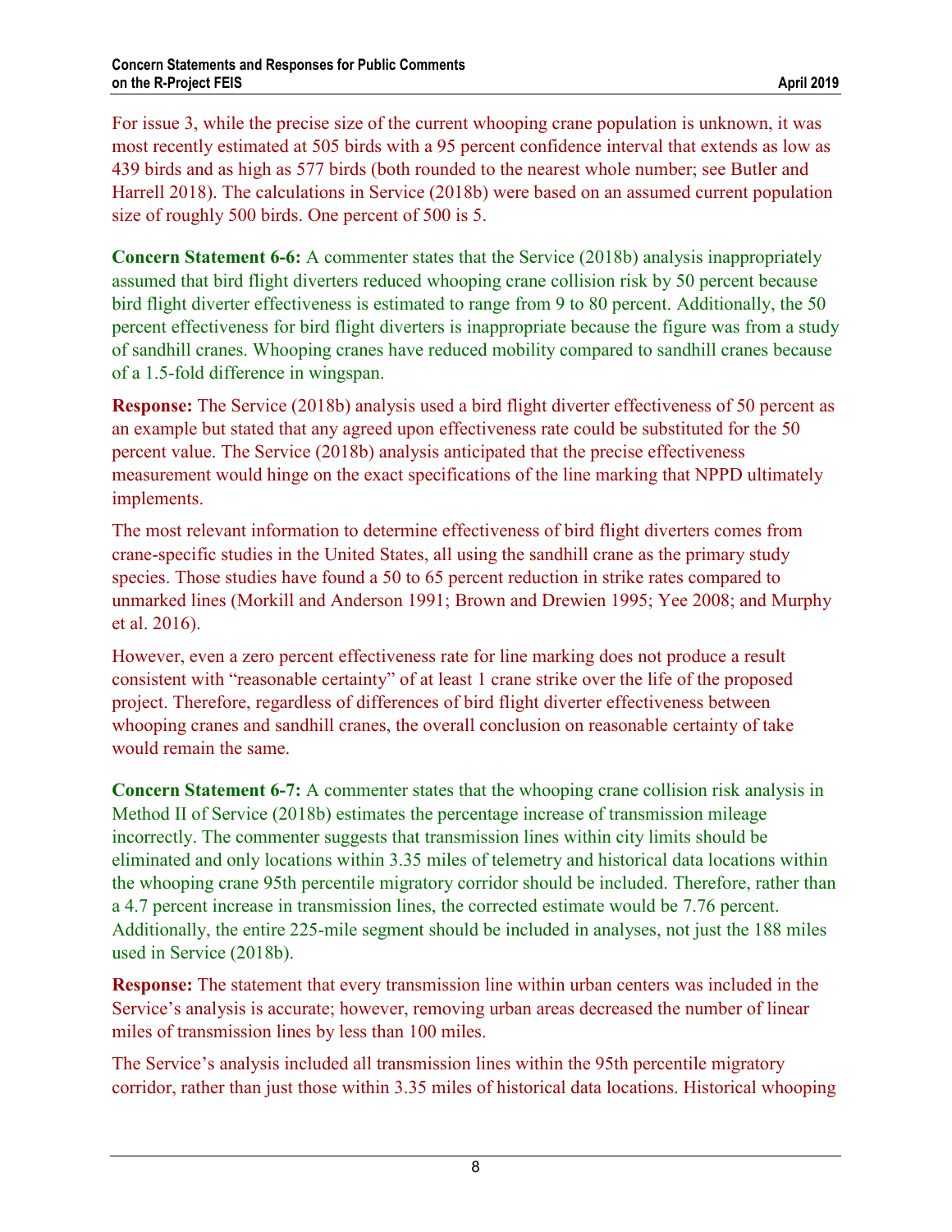For issue 3, while the precise size of the current whooping crane population is unknown, it was most recently estimated at 505 birds with a 95 percent confidence interval that extends as low as 439 birds and as high as 577 birds (both rounded to the nearest whole number; see Butler and Harrell 2018). The calculations in Service (2018b) were based on an assumed current population size of roughly 500 birds. One percent of 500 is 5.

**Concern Statement 6-6:** A commenter states that the Service (2018b) analysis inappropriately assumed that bird flight diverters reduced whooping crane collision risk by 50 percent because bird flight diverter effectiveness is estimated to range from 9 to 80 percent. Additionally, the 50 percent effectiveness for bird flight diverters is inappropriate because the figure was from a study of sandhill cranes. Whooping cranes have reduced mobility compared to sandhill cranes because of a 1.5-fold difference in wingspan.

**Response:** The Service (2018b) analysis used a bird flight diverter effectiveness of 50 percent as an example but stated that any agreed upon effectiveness rate could be substituted for the 50 percent value. The Service (2018b) analysis anticipated that the precise effectiveness measurement would hinge on the exact specifications of the line marking that NPPD ultimately implements.

The most relevant information to determine effectiveness of bird flight diverters comes from crane-specific studies in the United States, all using the sandhill crane as the primary study species. Those studies have found a 50 to 65 percent reduction in strike rates compared to unmarked lines (Morkill and Anderson 1991; Brown and Drewien 1995; Yee 2008; and Murphy et al. 2016).

However, even a zero percent effectiveness rate for line marking does not produce a result consistent with "reasonable certainty" of at least 1 crane strike over the life of the proposed project. Therefore, regardless of differences of bird flight diverter effectiveness between whooping cranes and sandhill cranes, the overall conclusion on reasonable certainty of take would remain the same.

**Concern Statement 6-7:** A commenter states that the whooping crane collision risk analysis in Method II of Service (2018b) estimates the percentage increase of transmission mileage incorrectly. The commenter suggests that transmission lines within city limits should be eliminated and only locations within 3.35 miles of telemetry and historical data locations within the whooping crane 95th percentile migratory corridor should be included. Therefore, rather than a 4.7 percent increase in transmission lines, the corrected estimate would be 7.76 percent. Additionally, the entire 225-mile segment should be included in analyses, not just the 188 miles used in Service (2018b).

**Response:** The statement that every transmission line within urban centers was included in the Service's analysis is accurate; however, removing urban areas decreased the number of linear miles of transmission lines by less than 100 miles.

The Service's analysis included all transmission lines within the 95th percentile migratory corridor, rather than just those within 3.35 miles of historical data locations. Historical whooping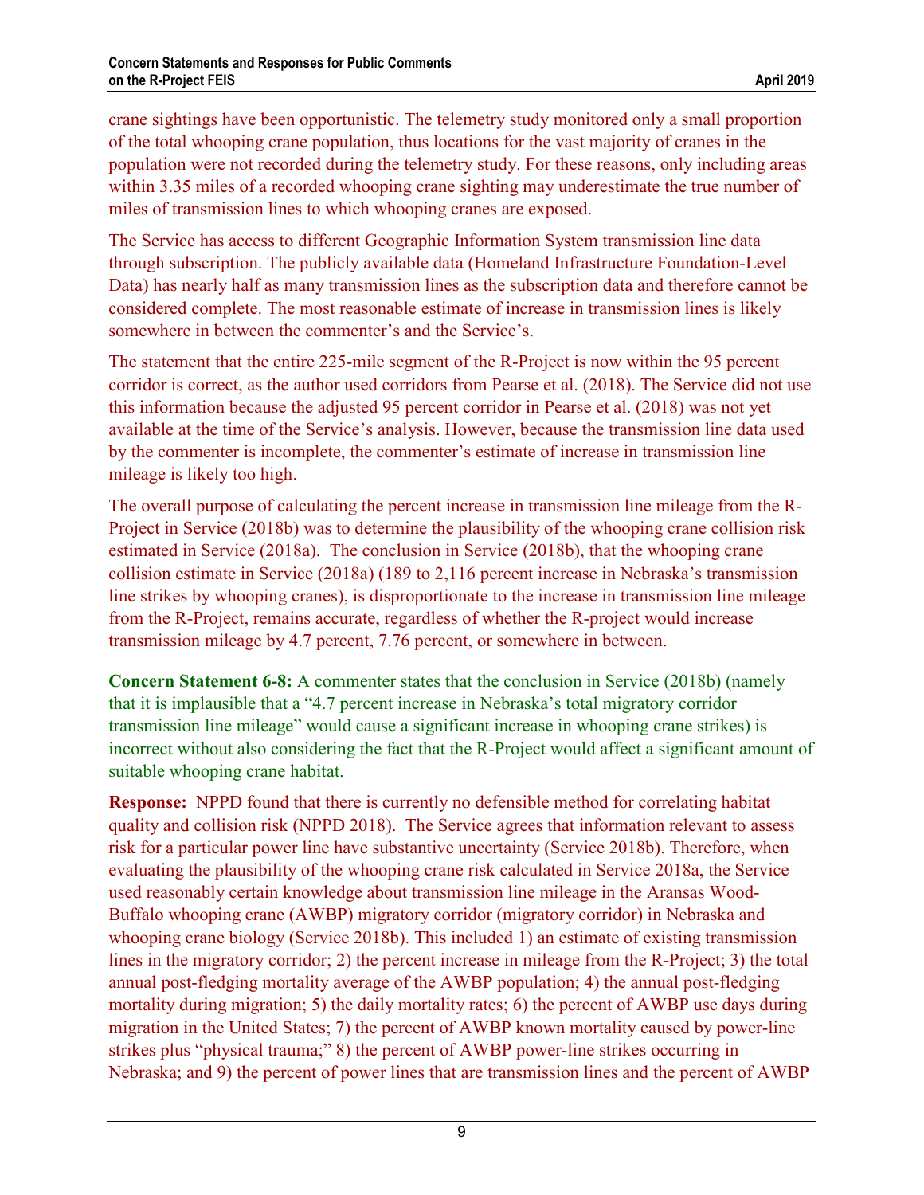crane sightings have been opportunistic. The telemetry study monitored only a small proportion of the total whooping crane population, thus locations for the vast majority of cranes in the population were not recorded during the telemetry study. For these reasons, only including areas within 3.35 miles of a recorded whooping crane sighting may underestimate the true number of miles of transmission lines to which whooping cranes are exposed.

The Service has access to different Geographic Information System transmission line data through subscription. The publicly available data (Homeland Infrastructure Foundation-Level Data) has nearly half as many transmission lines as the subscription data and therefore cannot be considered complete. The most reasonable estimate of increase in transmission lines is likely somewhere in between the commenter's and the Service's.

The statement that the entire 225-mile segment of the R-Project is now within the 95 percent corridor is correct, as the author used corridors from Pearse et al. (2018). The Service did not use this information because the adjusted 95 percent corridor in Pearse et al. (2018) was not yet available at the time of the Service's analysis. However, because the transmission line data used by the commenter is incomplete, the commenter's estimate of increase in transmission line mileage is likely too high.

The overall purpose of calculating the percent increase in transmission line mileage from the R-Project in Service (2018b) was to determine the plausibility of the whooping crane collision risk estimated in Service (2018a). The conclusion in Service (2018b), that the whooping crane collision estimate in Service (2018a) (189 to 2,116 percent increase in Nebraska's transmission line strikes by whooping cranes), is disproportionate to the increase in transmission line mileage from the R-Project, remains accurate, regardless of whether the R-project would increase transmission mileage by 4.7 percent, 7.76 percent, or somewhere in between.

**Concern Statement 6-8:** A commenter states that the conclusion in Service (2018b) (namely that it is implausible that a "4.7 percent increase in Nebraska's total migratory corridor transmission line mileage" would cause a significant increase in whooping crane strikes) is incorrect without also considering the fact that the R-Project would affect a significant amount of suitable whooping crane habitat.

**Response:** NPPD found that there is currently no defensible method for correlating habitat quality and collision risk (NPPD 2018). The Service agrees that information relevant to assess risk for a particular power line have substantive uncertainty (Service 2018b). Therefore, when evaluating the plausibility of the whooping crane risk calculated in Service 2018a, the Service used reasonably certain knowledge about transmission line mileage in the Aransas Wood-Buffalo whooping crane (AWBP) migratory corridor (migratory corridor) in Nebraska and whooping crane biology (Service 2018b). This included 1) an estimate of existing transmission lines in the migratory corridor; 2) the percent increase in mileage from the R-Project; 3) the total annual post-fledging mortality average of the AWBP population; 4) the annual post-fledging mortality during migration; 5) the daily mortality rates; 6) the percent of AWBP use days during migration in the United States; 7) the percent of AWBP known mortality caused by power-line strikes plus "physical trauma;" 8) the percent of AWBP power-line strikes occurring in Nebraska; and 9) the percent of power lines that are transmission lines and the percent of AWBP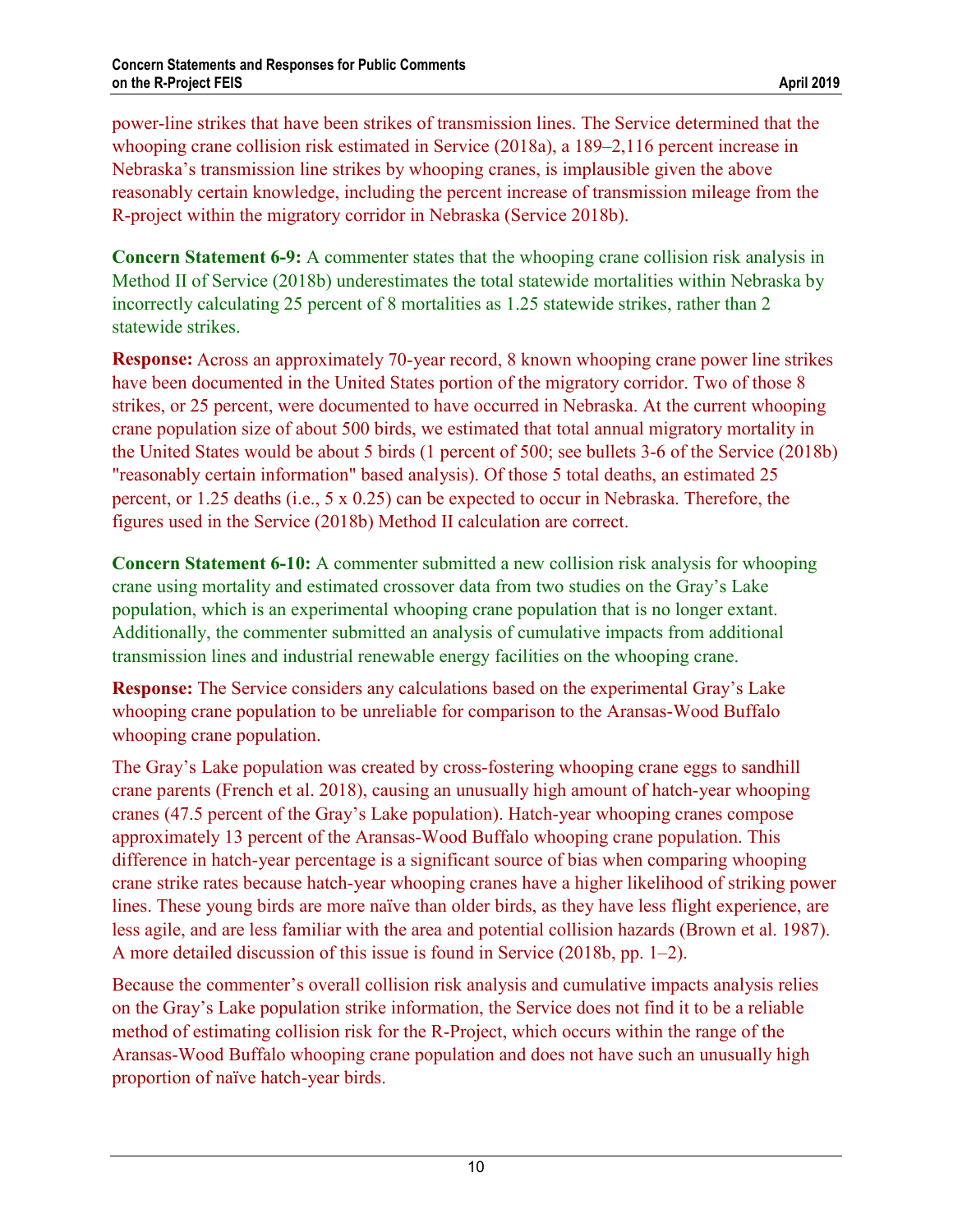power-line strikes that have been strikes of transmission lines. The Service determined that the whooping crane collision risk estimated in Service (2018a), a 189–2,116 percent increase in Nebraska's transmission line strikes by whooping cranes, is implausible given the above reasonably certain knowledge, including the percent increase of transmission mileage from the R-project within the migratory corridor in Nebraska (Service 2018b).

**Concern Statement 6-9:** A commenter states that the whooping crane collision risk analysis in Method II of Service (2018b) underestimates the total statewide mortalities within Nebraska by incorrectly calculating 25 percent of 8 mortalities as 1.25 statewide strikes, rather than 2 statewide strikes.

**Response:** Across an approximately 70-year record, 8 known whooping crane power line strikes have been documented in the United States portion of the migratory corridor. Two of those 8 strikes, or 25 percent, were documented to have occurred in Nebraska. At the current whooping crane population size of about 500 birds, we estimated that total annual migratory mortality in the United States would be about 5 birds (1 percent of 500; see bullets 3-6 of the Service (2018b) "reasonably certain information" based analysis). Of those 5 total deaths, an estimated 25 percent, or 1.25 deaths (i.e., 5 x 0.25) can be expected to occur in Nebraska. Therefore, the figures used in the Service (2018b) Method II calculation are correct.

**Concern Statement 6-10:** A commenter submitted a new collision risk analysis for whooping crane using mortality and estimated crossover data from two studies on the Gray's Lake population, which is an experimental whooping crane population that is no longer extant. Additionally, the commenter submitted an analysis of cumulative impacts from additional transmission lines and industrial renewable energy facilities on the whooping crane.

**Response:** The Service considers any calculations based on the experimental Gray's Lake whooping crane population to be unreliable for comparison to the Aransas-Wood Buffalo whooping crane population.

The Gray's Lake population was created by cross-fostering whooping crane eggs to sandhill crane parents (French et al. 2018), causing an unusually high amount of hatch-year whooping cranes (47.5 percent of the Gray's Lake population). Hatch-year whooping cranes compose approximately 13 percent of the Aransas-Wood Buffalo whooping crane population. This difference in hatch-year percentage is a significant source of bias when comparing whooping crane strike rates because hatch-year whooping cranes have a higher likelihood of striking power lines. These young birds are more naïve than older birds, as they have less flight experience, are less agile, and are less familiar with the area and potential collision hazards (Brown et al. 1987). A more detailed discussion of this issue is found in Service (2018b, pp. 1–2).

Because the commenter's overall collision risk analysis and cumulative impacts analysis relies on the Gray's Lake population strike information, the Service does not find it to be a reliable method of estimating collision risk for the R-Project, which occurs within the range of the Aransas-Wood Buffalo whooping crane population and does not have such an unusually high proportion of naïve hatch-year birds.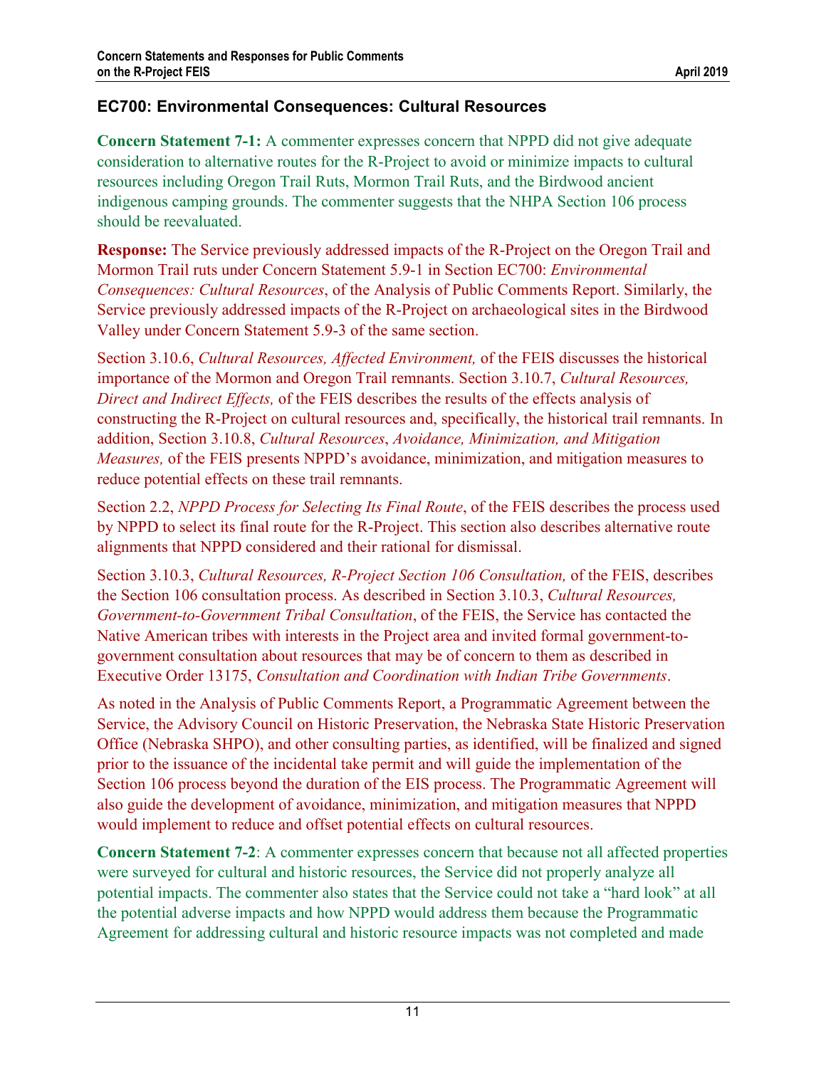## EC700: Environmental Consequences: Cultural Resources

**Concern Statement 7-1:** A commenter expresses concern that NPPD did not give adequate consideration to alternative routes for the R-Project to avoid or minimize impacts to cultural resources including Oregon Trail Ruts, Mormon Trail Ruts, and the Birdwood ancient indigenous camping grounds. The commenter suggests that the NHPA Section 106 process should be reevaluated.

**Response:** The Service previously addressed impacts of the R-Project on the Oregon Trail and Mormon Trail ruts under Concern Statement 5.9-1 in Section EC700: *Environmental Consequences: Cultural Resources*, of the Analysis of Public Comments Report. Similarly, the Service previously addressed impacts of the R-Project on archaeological sites in the Birdwood Valley under Concern Statement 5.9-3 of the same section.

Section 3.10.6, *Cultural Resources, Affected Environment,* of the FEIS discusses the historical importance of the Mormon and Oregon Trail remnants. Section 3.10.7, *Cultural Resources, Direct and Indirect Effects,* of the FEIS describes the results of the effects analysis of constructing the R-Project on cultural resources and, specifically, the historical trail remnants. In addition, Section 3.10.8, *Cultural Resources*, *Avoidance, Minimization, and Mitigation Measures,* of the FEIS presents NPPD's avoidance, minimization, and mitigation measures to reduce potential effects on these trail remnants.

Section 2.2, *NPPD Process for Selecting Its Final Route*, of the FEIS describes the process used by NPPD to select its final route for the R-Project. This section also describes alternative route alignments that NPPD considered and their rational for dismissal.

Section 3.10.3, *Cultural Resources, R-Project Section 106 Consultation,* of the FEIS, describes the Section 106 consultation process. As described in Section 3.10.3, *Cultural Resources, Government-to-Government Tribal Consultation*, of the FEIS, the Service has contacted the Native American tribes with interests in the Project area and invited formal government-to-government consultation about resources that may be of concern to them as described in Executive Order 13175, *Consultation and Coordination with Indian Tribe Governments*.

As noted in the Analysis of Public Comments Report, a Programmatic Agreement between the Service, the Advisory Council on Historic Preservation, the Nebraska State Historic Preservation Office (Nebraska SHPO), and other consulting parties, as identified, will be finalized and signed prior to the issuance of the incidental take permit and will guide the implementation of the Section 106 process beyond the duration of the EIS process. The Programmatic Agreement will also guide the development of avoidance, minimization, and mitigation measures that NPPD would implement to reduce and offset potential effects on cultural resources.

**Concern Statement 7-2**: A commenter expresses concern that because not all affected properties were surveyed for cultural and historic resources, the Service did not properly analyze all potential impacts. The commenter also states that the Service could not take a "hard look" at all the potential adverse impacts and how NPPD would address them because the Programmatic Agreement for addressing cultural and historic resource impacts was not completed and made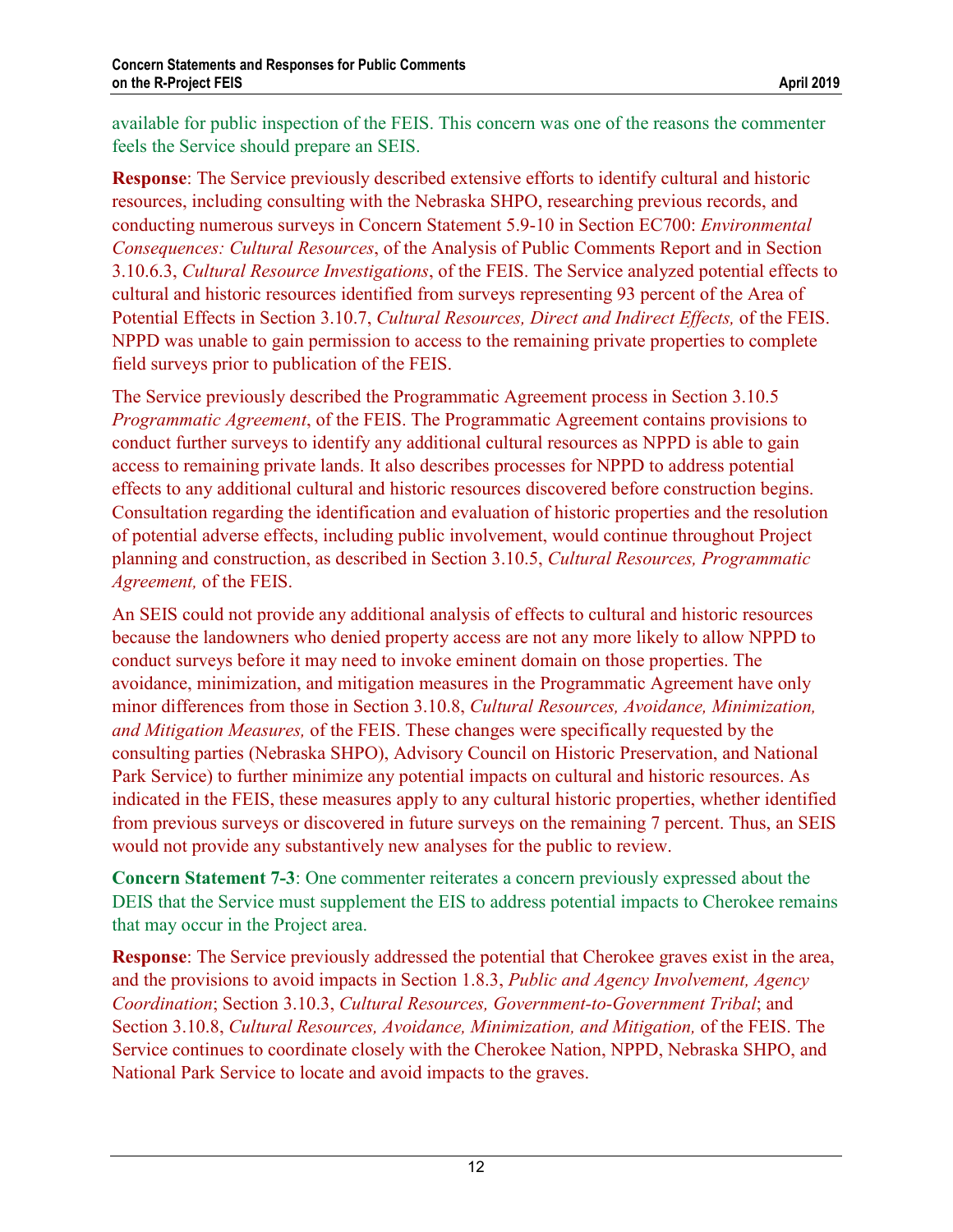available for public inspection of the FEIS. This concern was one of the reasons the commenter feels the Service should prepare an SEIS.

**Response**: The Service previously described extensive efforts to identify cultural and historic resources, including consulting with the Nebraska SHPO, researching previous records, and conducting numerous surveys in Concern Statement 5.9-10 in Section EC700: *Environmental Consequences: Cultural Resources*, of the Analysis of Public Comments Report and in Section 3.10.6.3, *Cultural Resource Investigations*, of the FEIS. The Service analyzed potential effects to cultural and historic resources identified from surveys representing 93 percent of the Area of Potential Effects in Section 3.10.7, *Cultural Resources, Direct and Indirect Effects,* of the FEIS. NPPD was unable to gain permission to access to the remaining private properties to complete field surveys prior to publication of the FEIS.

The Service previously described the Programmatic Agreement process in Section 3.10.5 *Programmatic Agreement*, of the FEIS. The Programmatic Agreement contains provisions to conduct further surveys to identify any additional cultural resources as NPPD is able to gain access to remaining private lands. It also describes processes for NPPD to address potential effects to any additional cultural and historic resources discovered before construction begins. Consultation regarding the identification and evaluation of historic properties and the resolution of potential adverse effects, including public involvement, would continue throughout Project planning and construction, as described in Section 3.10.5, *Cultural Resources, Programmatic Agreement,* of the FEIS.

An SEIS could not provide any additional analysis of effects to cultural and historic resources because the landowners who denied property access are not any more likely to allow NPPD to conduct surveys before it may need to invoke eminent domain on those properties. The avoidance, minimization, and mitigation measures in the Programmatic Agreement have only minor differences from those in Section 3.10.8, *Cultural Resources, Avoidance, Minimization, and Mitigation Measures,* of the FEIS. These changes were specifically requested by the consulting parties (Nebraska SHPO), Advisory Council on Historic Preservation, and National Park Service) to further minimize any potential impacts on cultural and historic resources. As indicated in the FEIS, these measures apply to any cultural historic properties, whether identified from previous surveys or discovered in future surveys on the remaining 7 percent. Thus, an SEIS would not provide any substantively new analyses for the public to review.

**Concern Statement 7-3**: One commenter reiterates a concern previously expressed about the DEIS that the Service must supplement the EIS to address potential impacts to Cherokee remains that may occur in the Project area.

**Response**: The Service previously addressed the potential that Cherokee graves exist in the area, and the provisions to avoid impacts in Section 1.8.3, *Public and Agency Involvement, Agency Coordination*; Section 3.10.3, *Cultural Resources, Government-to-Government Tribal*; and Section 3.10.8, *Cultural Resources, Avoidance, Minimization, and Mitigation,* of the FEIS. The Service continues to coordinate closely with the Cherokee Nation, NPPD, Nebraska SHPO, and National Park Service to locate and avoid impacts to the graves.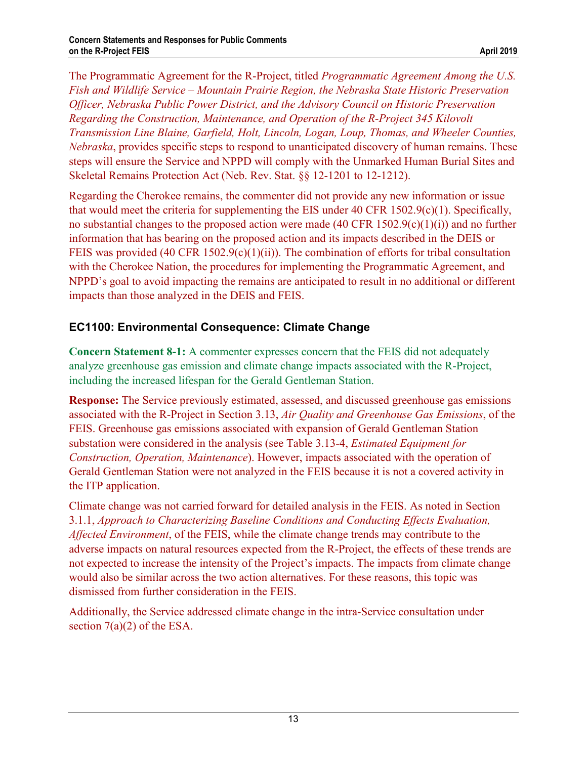The Programmatic Agreement for the R-Project, titled *Programmatic Agreement Among the U.S. Fish and Wildlife Service – Mountain Prairie Region, the Nebraska State Historic Preservation Officer, Nebraska Public Power District, and the Advisory Council on Historic Preservation Regarding the Construction, Maintenance, and Operation of the R-Project 345 Kilovolt Transmission Line Blaine, Garfield, Holt, Lincoln, Logan, Loup, Thomas, and Wheeler Counties, Nebraska*, provides specific steps to respond to unanticipated discovery of human remains. These steps will ensure the Service and NPPD will comply with the Unmarked Human Burial Sites and Skeletal Remains Protection Act (Neb. Rev. Stat. §§ 12-1201 to 12-1212).

Regarding the Cherokee remains, the commenter did not provide any new information or issue that would meet the criteria for supplementing the EIS under 40 CFR 1502.9(c)(1). Specifically, no substantial changes to the proposed action were made (40 CFR 1502.9(c)(1)(i)) and no further information that has bearing on the proposed action and its impacts described in the DEIS or FEIS was provided (40 CFR 1502.9(c)(1)(ii)). The combination of efforts for tribal consultation with the Cherokee Nation, the procedures for implementing the Programmatic Agreement, and NPPD's goal to avoid impacting the remains are anticipated to result in no additional or different impacts than those analyzed in the DEIS and FEIS.

### EC1100: Environmental Consequence: Climate Change

**Concern Statement 8-1:** A commenter expresses concern that the FEIS did not adequately analyze greenhouse gas emission and climate change impacts associated with the R-Project, including the increased lifespan for the Gerald Gentleman Station.

**Response:** The Service previously estimated, assessed, and discussed greenhouse gas emissions associated with the R-Project in Section 3.13, *Air Quality and Greenhouse Gas Emissions*, of the FEIS. Greenhouse gas emissions associated with expansion of Gerald Gentleman Station substation were considered in the analysis (see Table 3.13-4, *Estimated Equipment for Construction, Operation, Maintenance*). However, impacts associated with the operation of Gerald Gentleman Station were not analyzed in the FEIS because it is not a covered activity in the ITP application.

Climate change was not carried forward for detailed analysis in the FEIS. As noted in Section 3.1.1, *Approach to Characterizing Baseline Conditions and Conducting Effects Evaluation, Affected Environment*, of the FEIS, while the climate change trends may contribute to the adverse impacts on natural resources expected from the R-Project, the effects of these trends are not expected to increase the intensity of the Project's impacts. The impacts from climate change would also be similar across the two action alternatives. For these reasons, this topic was dismissed from further consideration in the FEIS.

Additionally, the Service addressed climate change in the intra-Service consultation under section 7(a)(2) of the ESA.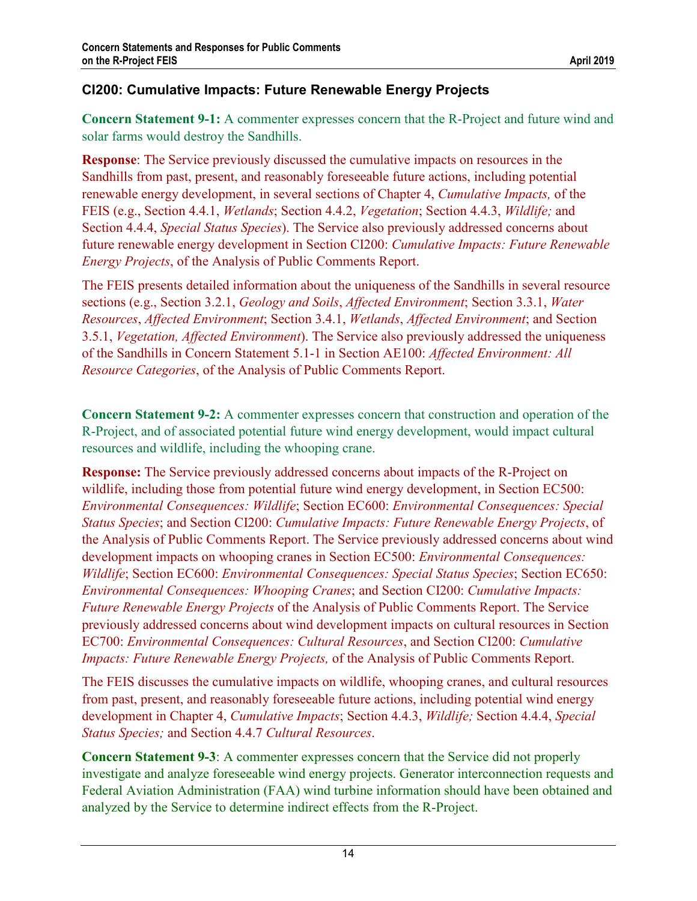### CI200: Cumulative Impacts: Future Renewable Energy Projects

**Concern Statement 9-1:** A commenter expresses concern that the R-Project and future wind and solar farms would destroy the Sandhills.

**Response**: The Service previously discussed the cumulative impacts on resources in the Sandhills from past, present, and reasonably foreseeable future actions, including potential renewable energy development, in several sections of Chapter 4, *Cumulative Impacts,* of the FEIS (e.g., Section 4.4.1, *Wetlands*; Section 4.4.2, *Vegetation*; Section 4.4.3, *Wildlife;* and Section 4.4.4, *Special Status Species*). The Service also previously addressed concerns about future renewable energy development in Section CI200: *Cumulative Impacts: Future Renewable Energy Projects*, of the Analysis of Public Comments Report.

The FEIS presents detailed information about the uniqueness of the Sandhills in several resource sections (e.g., Section 3.2.1, *Geology and Soils*, *Affected Environment*; Section 3.3.1, *Water Resources*, *Affected Environment*; Section 3.4.1, *Wetlands*, *Affected Environment*; and Section 3.5.1, *Vegetation, Affected Environment*). The Service also previously addressed the uniqueness of the Sandhills in Concern Statement 5.1-1 in Section AE100: *Affected Environment: All Resource Categories*, of the Analysis of Public Comments Report.

**Concern Statement 9-2:** A commenter expresses concern that construction and operation of the R-Project, and of associated potential future wind energy development, would impact cultural resources and wildlife, including the whooping crane.

**Response:** The Service previously addressed concerns about impacts of the R-Project on wildlife, including those from potential future wind energy development, in Section EC500: *Environmental Consequences: Wildlife*; Section EC600: *Environmental Consequences: Special Status Species*; and Section CI200: *Cumulative Impacts: Future Renewable Energy Projects*, of the Analysis of Public Comments Report. The Service previously addressed concerns about wind development impacts on whooping cranes in Section EC500: *Environmental Consequences: Wildlife*; Section EC600: *Environmental Consequences: Special Status Species*; Section EC650: *Environmental Consequences: Whooping Cranes*; and Section CI200: *Cumulative Impacts: Future Renewable Energy Projects* of the Analysis of Public Comments Report. The Service previously addressed concerns about wind development impacts on cultural resources in Section EC700: *Environmental Consequences: Cultural Resources*, and Section CI200: *Cumulative Impacts: Future Renewable Energy Projects,* of the Analysis of Public Comments Report.

The FEIS discusses the cumulative impacts on wildlife, whooping cranes, and cultural resources from past, present, and reasonably foreseeable future actions, including potential wind energy development in Chapter 4, *Cumulative Impacts*; Section 4.4.3, *Wildlife;* Section 4.4.4, *Special Status Species;* and Section 4.4.7 *Cultural Resources*.

**Concern Statement 9-3**: A commenter expresses concern that the Service did not properly investigate and analyze foreseeable wind energy projects. Generator interconnection requests and Federal Aviation Administration (FAA) wind turbine information should have been obtained and analyzed by the Service to determine indirect effects from the R-Project.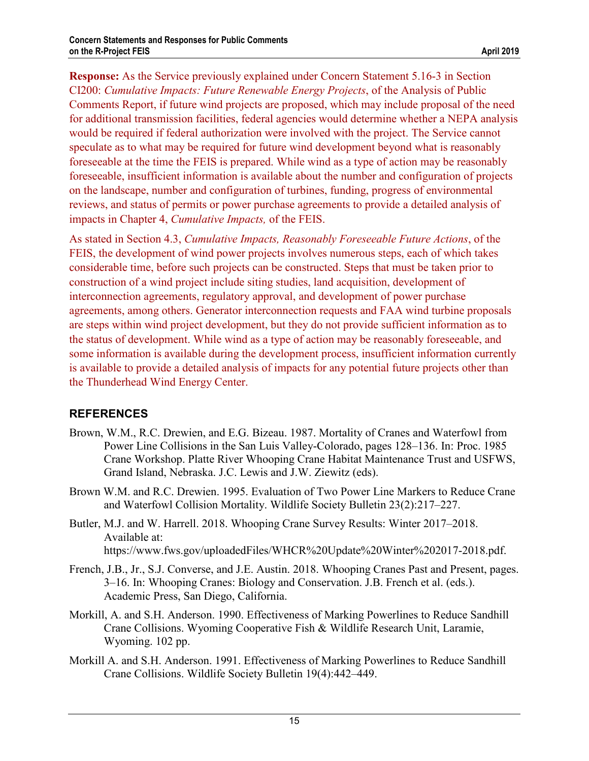**Response:** As the Service previously explained under Concern Statement 5.16-3 in Section CI200: *Cumulative Impacts: Future Renewable Energy Projects*, of the Analysis of Public Comments Report, if future wind projects are proposed, which may include proposal of the need for additional transmission facilities, federal agencies would determine whether a NEPA analysis would be required if federal authorization were involved with the project. The Service cannot speculate as to what may be required for future wind development beyond what is reasonably foreseeable at the time the FEIS is prepared. While wind as a type of action may be reasonably foreseeable, insufficient information is available about the number and configuration of projects on the landscape, number and configuration of turbines, funding, progress of environmental reviews, and status of permits or power purchase agreements to provide a detailed analysis of impacts in Chapter 4, *Cumulative Impacts,* of the FEIS.

As stated in Section 4.3, *Cumulative Impacts, Reasonably Foreseeable Future Actions*, of the FEIS, the development of wind power projects involves numerous steps, each of which takes considerable time, before such projects can be constructed. Steps that must be taken prior to construction of a wind project include siting studies, land acquisition, development of interconnection agreements, regulatory approval, and development of power purchase agreements, among others. Generator interconnection requests and FAA wind turbine proposals are steps within wind project development, but they do not provide sufficient information as to the status of development. While wind as a type of action may be reasonably foreseeable, and some information is available during the development process, insufficient information currently is available to provide a detailed analysis of impacts for any potential future projects other than the Thunderhead Wind Energy Center.

## REFERENCES

Brown, W.M., R.C. Drewien, and E.G. Bizeau. 1987. Mortality of Cranes and Waterfowl from Power Line Collisions in the San Luis Valley-Colorado, pages 128–136. In: Proc. 1985 Crane Workshop. Platte River Whooping Crane Habitat Maintenance Trust and USFWS, Grand Island, Nebraska. J.C. Lewis and J.W. Ziewitz (eds).

Brown W.M. and R.C. Drewien. 1995. Evaluation of Two Power Line Markers to Reduce Crane and Waterfowl Collision Mortality. Wildlife Society Bulletin 23(2):217–227.

Butler, M.J. and W. Harrell. 2018. Whooping Crane Survey Results: Winter 2017–2018. Available at: https://www.fws.gov/uploadedFiles/WHCR%20Update%20Winter%202017-2018.pdf.

French, J.B., Jr., S.J. Converse, and J.E. Austin. 2018. Whooping Cranes Past and Present, pages. 3–16. In: Whooping Cranes: Biology and Conservation. J.B. French et al. (eds.). Academic Press, San Diego, California.

Morkill, A. and S.H. Anderson. 1990. Effectiveness of Marking Powerlines to Reduce Sandhill Crane Collisions. Wyoming Cooperative Fish & Wildlife Research Unit, Laramie, Wyoming. 102 pp.

Morkill A. and S.H. Anderson. 1991. Effectiveness of Marking Powerlines to Reduce Sandhill Crane Collisions. Wildlife Society Bulletin 19(4):442–449.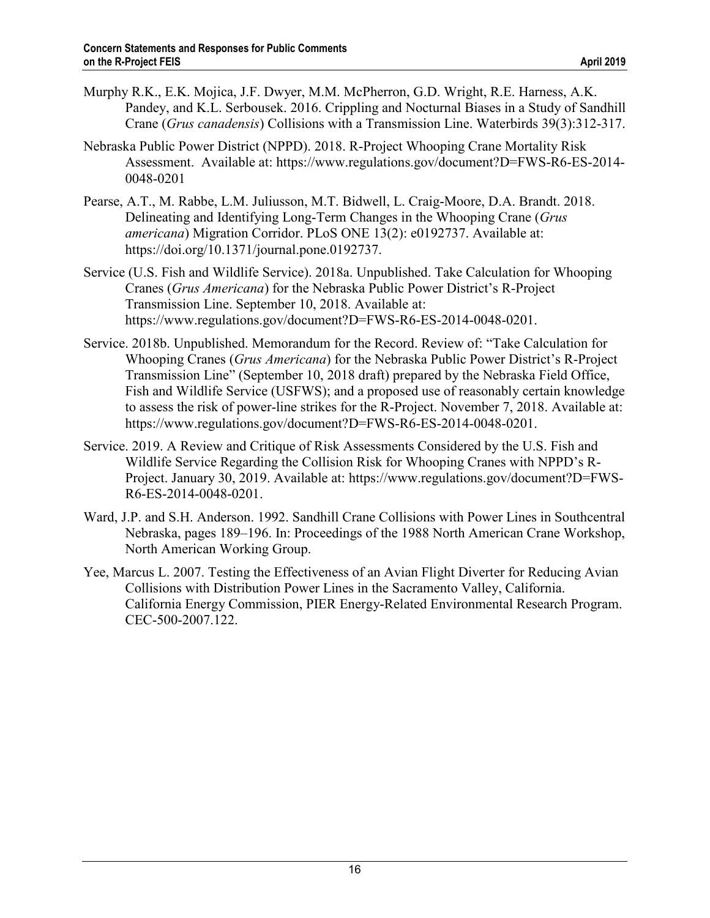Murphy R.K., E.K. Mojica, J.F. Dwyer, M.M. McPherron, G.D. Wright, R.E. Harness, A.K. Pandey, and K.L. Serbousek. 2016. Crippling and Nocturnal Biases in a Study of Sandhill Crane (*Grus canadensis*) Collisions with a Transmission Line. Waterbirds 39(3):312-317.

Nebraska Public Power District (NPPD). 2018. R-Project Whooping Crane Mortality Risk Assessment. Available at: https://www.regulations.gov/document?D=FWS-R6-ES-2014-0048-0201

Pearse, A.T., M. Rabbe, L.M. Juliusson, M.T. Bidwell, L. Craig-Moore, D.A. Brandt. 2018. Delineating and Identifying Long-Term Changes in the Whooping Crane (*Grus americana*) Migration Corridor. PLoS ONE 13(2): e0192737. Available at: https://doi.org/10.1371/journal.pone.0192737.

Service (U.S. Fish and Wildlife Service). 2018a. Unpublished. Take Calculation for Whooping Cranes (*Grus Americana*) for the Nebraska Public Power District's R-Project Transmission Line. September 10, 2018. Available at: https://www.regulations.gov/document?D=FWS-R6-ES-2014-0048-0201.

Service. 2018b. Unpublished. Memorandum for the Record. Review of: "Take Calculation for Whooping Cranes (*Grus Americana*) for the Nebraska Public Power District's R-Project Transmission Line" (September 10, 2018 draft) prepared by the Nebraska Field Office, Fish and Wildlife Service (USFWS); and a proposed use of reasonably certain knowledge to assess the risk of power-line strikes for the R-Project. November 7, 2018. Available at: https://www.regulations.gov/document?D=FWS-R6-ES-2014-0048-0201.

Service. 2019. A Review and Critique of Risk Assessments Considered by the U.S. Fish and Wildlife Service Regarding the Collision Risk for Whooping Cranes with NPPD's R-Project. January 30, 2019. Available at: https://www.regulations.gov/document?D=FWS-R6-ES-2014-0048-0201.

Ward, J.P. and S.H. Anderson. 1992. Sandhill Crane Collisions with Power Lines in Southcentral Nebraska, pages 189–196. In: Proceedings of the 1988 North American Crane Workshop, North American Working Group.

Yee, Marcus L. 2007. Testing the Effectiveness of an Avian Flight Diverter for Reducing Avian Collisions with Distribution Power Lines in the Sacramento Valley, California. California Energy Commission, PIER Energy-Related Environmental Research Program. CEC-500-2007.122.